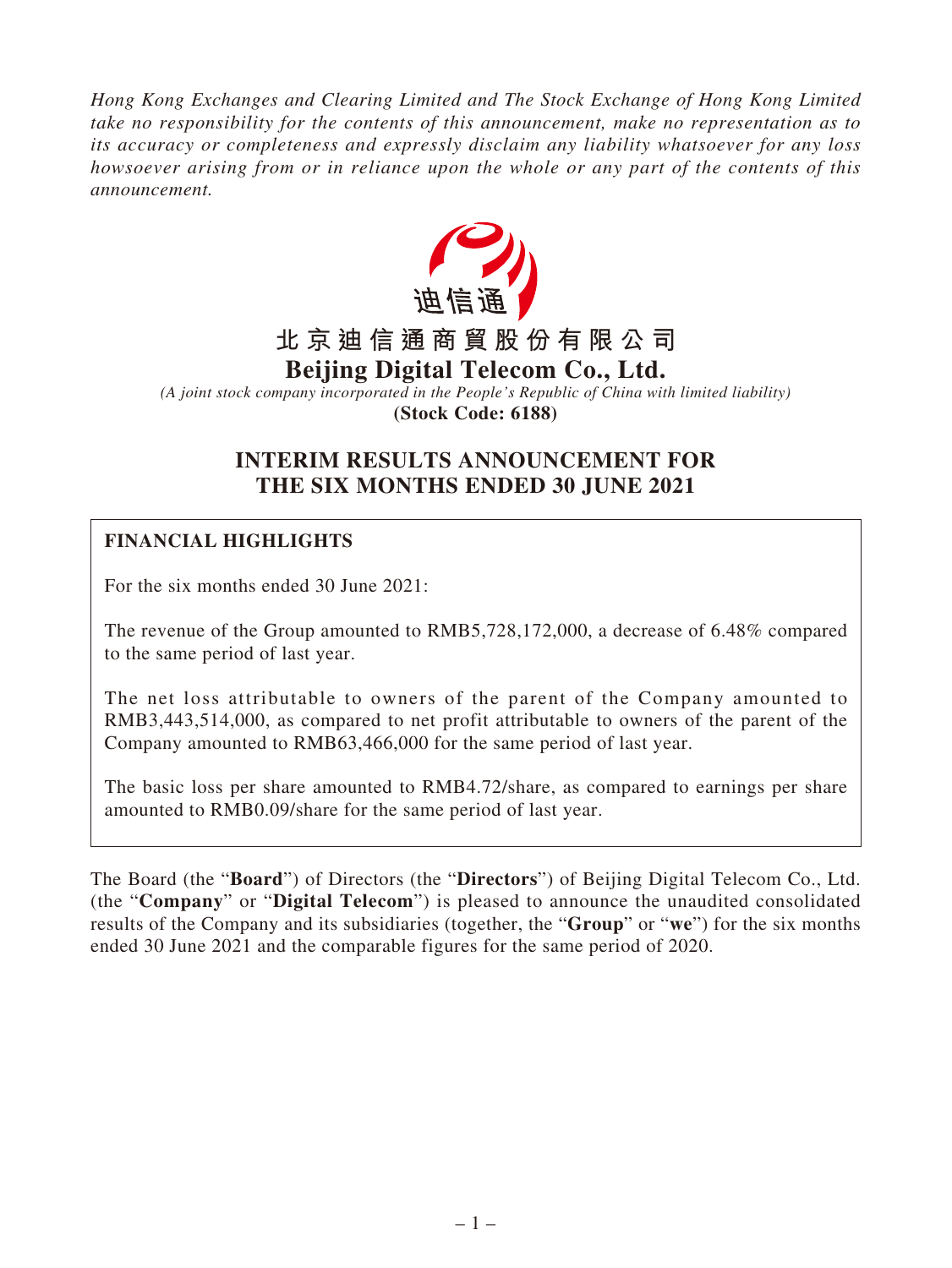*Hong Kong Exchanges and Clearing Limited and The Stock Exchange of Hong Kong Limited take no responsibility for the contents of this announcement, make no representation as to its accuracy or completeness and expressly disclaim any liability whatsoever for any loss howsoever arising from or in reliance upon the whole or any part of the contents of this announcement.*

迪信通

# 北京迪信通商貿股份有限公司
# Beijing Digital Telecom Co., Ltd.

*(A joint stock company incorporated in the People's Republic of China with limited liability)*

**(Stock Code: 6188)**

## INTERIM RESULTS ANNOUNCEMENT FOR THE SIX MONTHS ENDED 30 JUNE 2021

### FINANCIAL HIGHLIGHTS

For the six months ended 30 June 2021:

The revenue of the Group amounted to RMB5,728,172,000, a decrease of 6.48% compared to the same period of last year.

The net loss attributable to owners of the parent of the Company amounted to RMB3,443,514,000, as compared to net profit attributable to owners of the parent of the Company amounted to RMB63,466,000 for the same period of last year.

The basic loss per share amounted to RMB4.72/share, as compared to earnings per share amounted to RMB0.09/share for the same period of last year.

The Board (the "**Board**") of Directors (the "**Directors**") of Beijing Digital Telecom Co., Ltd. (the "**Company**" or "**Digital Telecom**") is pleased to announce the unaudited consolidated results of the Company and its subsidiaries (together, the "**Group**" or "**we**") for the six months ended 30 June 2021 and the comparable figures for the same period of 2020.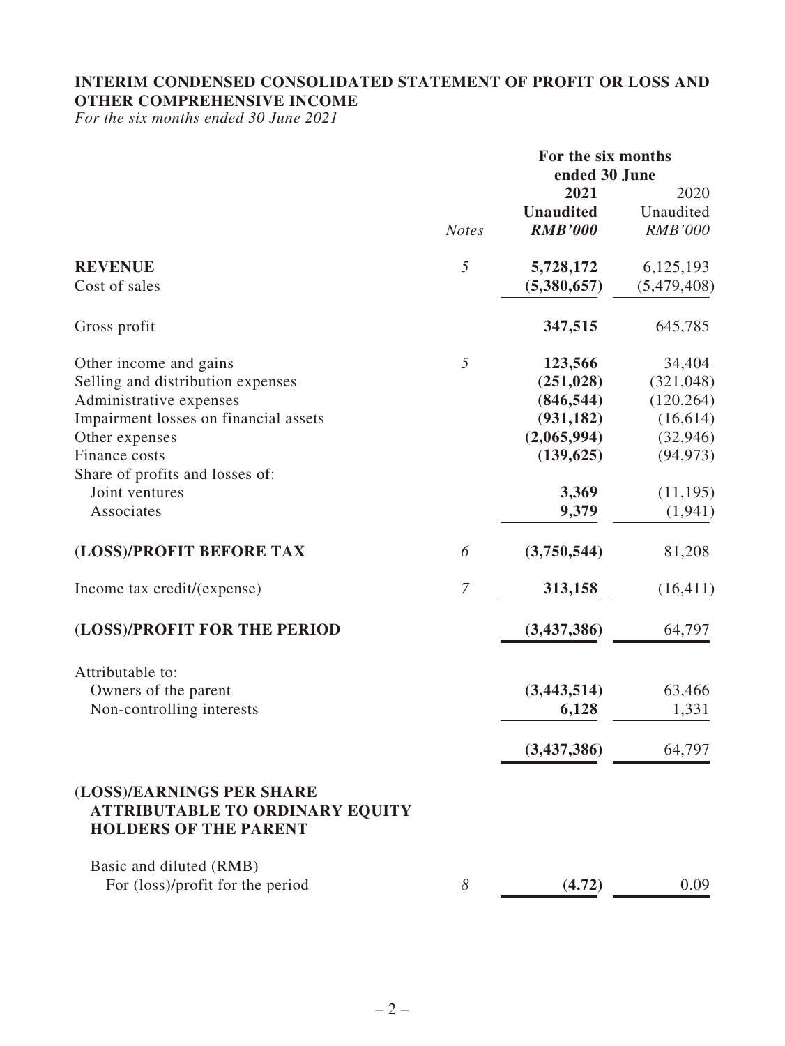# INTERIM CONDENSED CONSOLIDATED STATEMENT OF PROFIT OR LOSS AND OTHER COMPREHENSIVE INCOME

*For the six months ended 30 June 2021*

| | *Notes* | **For the six months ended 30 June** | |
|---|---|---|---|
| | | **2021** | 2020 |
| | | **Unaudited** | Unaudited |
| | | ***RMB'000*** | *RMB'000* |
| **REVENUE** | *5* | **5,728,172** | 6,125,193 |
| Cost of sales | | **(5,380,657)** | (5,479,408) |
| Gross profit | | **347,515** | 645,785 |
| Other income and gains | *5* | **123,566** | 34,404 |
| Selling and distribution expenses | | **(251,028)** | (321,048) |
| Administrative expenses | | **(846,544)** | (120,264) |
| Impairment losses on financial assets | | **(931,182)** | (16,614) |
| Other expenses | | **(2,065,994)** | (32,946) |
| Finance costs | | **(139,625)** | (94,973) |
| Share of profits and losses of: | | | |
| Joint ventures | | **3,369** | (11,195) |
| Associates | | **9,379** | (1,941) |
| **(LOSS)/PROFIT BEFORE TAX** | *6* | **(3,750,544)** | 81,208 |
| Income tax credit/(expense) | *7* | **313,158** | (16,411) |
| **(LOSS)/PROFIT FOR THE PERIOD** | | **(3,437,386)** | 64,797 |
| Attributable to: | | | |
| Owners of the parent | | **(3,443,514)** | 63,466 |
| Non-controlling interests | | **6,128** | 1,331 |
| | | **(3,437,386)** | 64,797 |
| **(LOSS)/EARNINGS PER SHARE ATTRIBUTABLE TO ORDINARY EQUITY HOLDERS OF THE PARENT** | | | |
| Basic and diluted (RMB) | | | |
| For (loss)/profit for the period | *8* | **(4.72)** | 0.09 |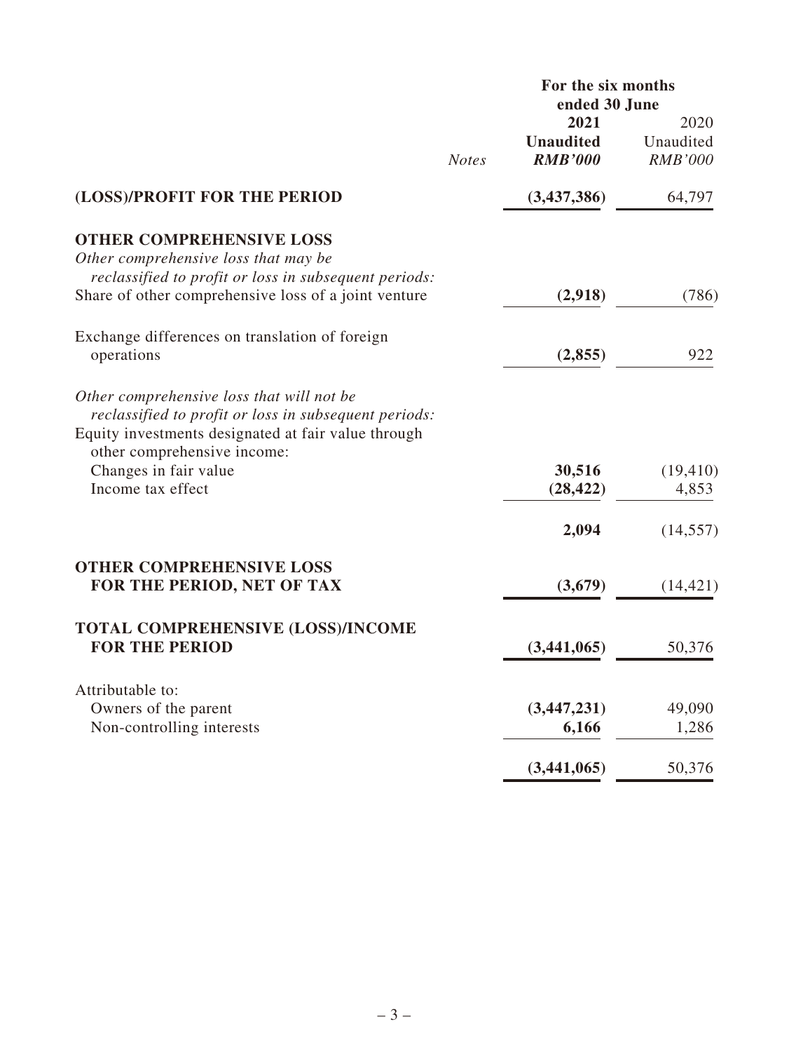| | | For the six months ended 30 June | |
|---|---|---|---|
| | | **2021** | 2020 |
| | | **Unaudited** | Unaudited |
| | *Notes* | ***RMB'000*** | *RMB'000* |
| **(LOSS)/PROFIT FOR THE PERIOD** | | **(3,437,386)** | 64,797 |
| **OTHER COMPREHENSIVE LOSS** | | | |
| *Other comprehensive loss that may be reclassified to profit or loss in subsequent periods:* | | | |
| Share of other comprehensive loss of a joint venture | | **(2,918)** | (786) |
| Exchange differences on translation of foreign operations | | **(2,855)** | 922 |
| *Other comprehensive loss that will not be reclassified to profit or loss in subsequent periods:* | | | |
| Equity investments designated at fair value through other comprehensive income: | | | |
| Changes in fair value | | **30,516** | (19,410) |
| Income tax effect | | **(28,422)** | 4,853 |
| | | **2,094** | (14,557) |
| **OTHER COMPREHENSIVE LOSS FOR THE PERIOD, NET OF TAX** | | **(3,679)** | (14,421) |
| **TOTAL COMPREHENSIVE (LOSS)/INCOME FOR THE PERIOD** | | **(3,441,065)** | 50,376 |
| Attributable to: | | | |
| Owners of the parent | | **(3,447,231)** | 49,090 |
| Non-controlling interests | | **6,166** | 1,286 |
| | | **(3,441,065)** | 50,376 |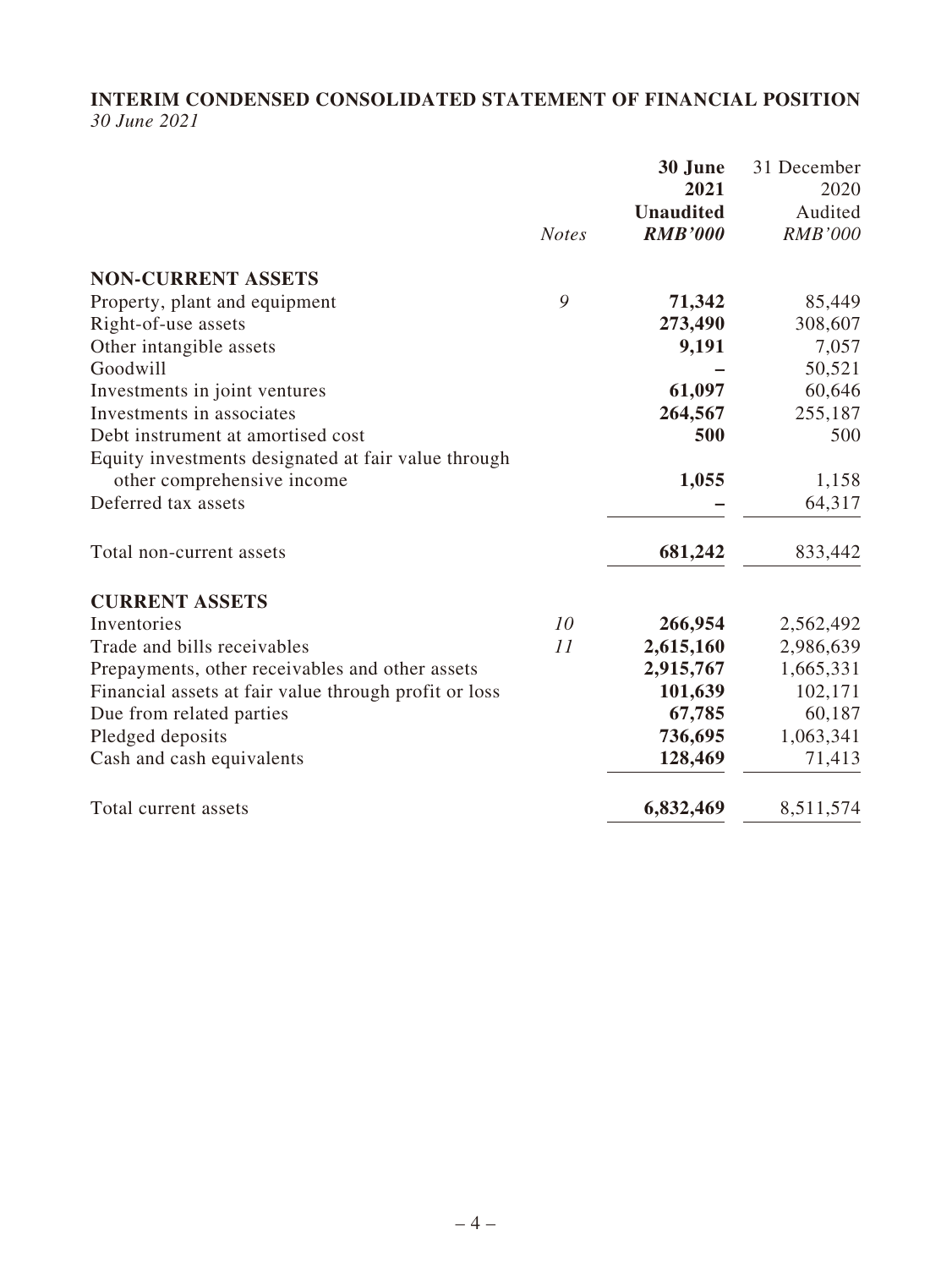## INTERIM CONDENSED CONSOLIDATED STATEMENT OF FINANCIAL POSITION

*30 June 2021*

| | *Notes* | **30 June 2021 Unaudited *RMB'000*** | 31 December 2020 Audited *RMB'000* |
|---|---|---|---|
| **NON-CURRENT ASSETS** | | | |
| Property, plant and equipment | 9 | **71,342** | 85,449 |
| Right-of-use assets | | **273,490** | 308,607 |
| Other intangible assets | | **9,191** | 7,057 |
| Goodwill | | **–** | 50,521 |
| Investments in joint ventures | | **61,097** | 60,646 |
| Investments in associates | | **264,567** | 255,187 |
| Debt instrument at amortised cost | | **500** | 500 |
| Equity investments designated at fair value through other comprehensive income | | **1,055** | 1,158 |
| Deferred tax assets | | **–** | 64,317 |
| Total non-current assets | | **681,242** | 833,442 |
| **CURRENT ASSETS** | | | |
| Inventories | 10 | **266,954** | 2,562,492 |
| Trade and bills receivables | 11 | **2,615,160** | 2,986,639 |
| Prepayments, other receivables and other assets | | **2,915,767** | 1,665,331 |
| Financial assets at fair value through profit or loss | | **101,639** | 102,171 |
| Due from related parties | | **67,785** | 60,187 |
| Pledged deposits | | **736,695** | 1,063,341 |
| Cash and cash equivalents | | **128,469** | 71,413 |
| Total current assets | | **6,832,469** | 8,511,574 |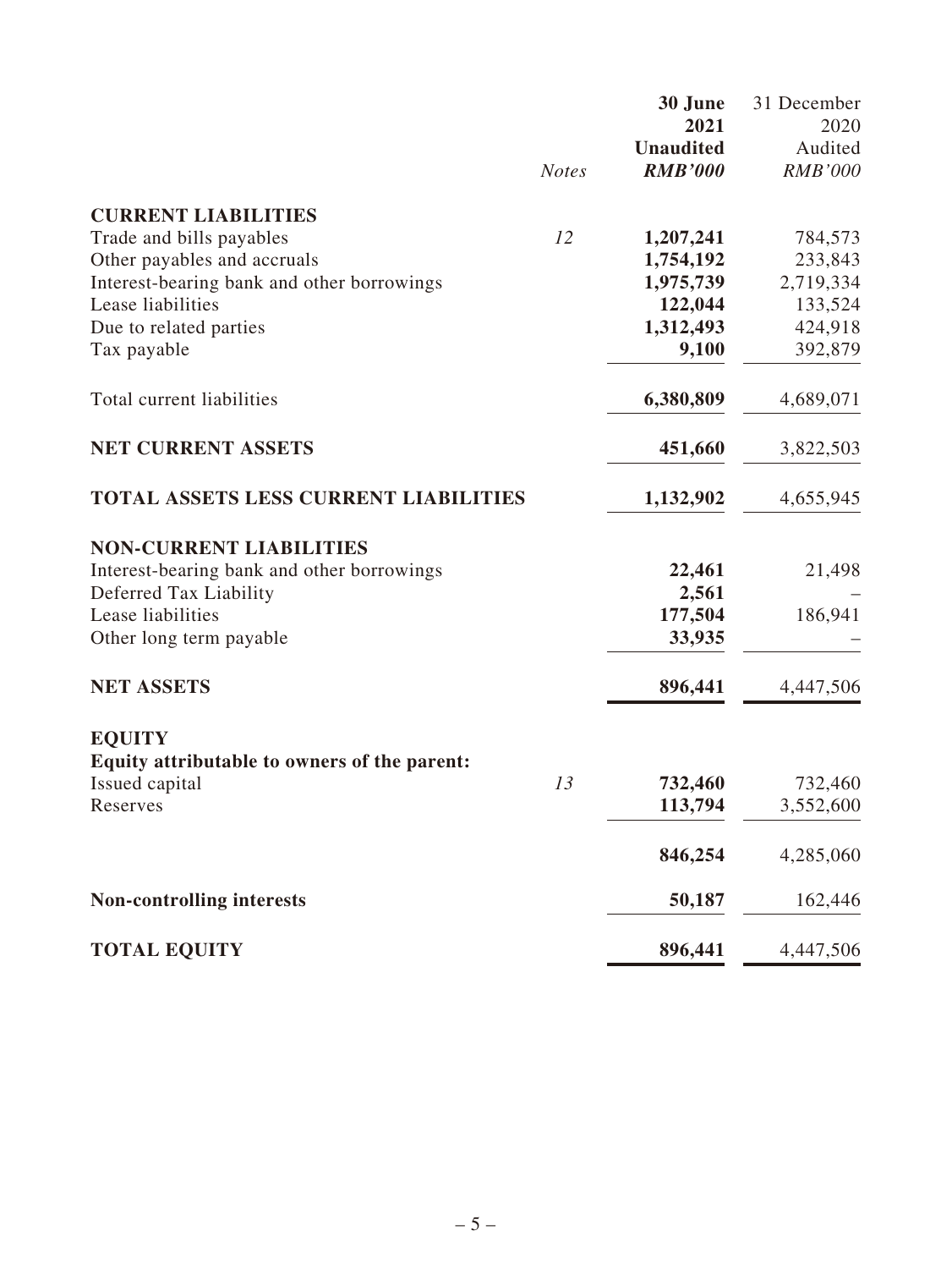| | Notes | 30 June 2021 Unaudited RMB'000 | 31 December 2020 Audited RMB'000 |
|---|---|---|---|
| **CURRENT LIABILITIES** | | | |
| Trade and bills payables | 12 | **1,207,241** | 784,573 |
| Other payables and accruals | | **1,754,192** | 233,843 |
| Interest-bearing bank and other borrowings | | **1,975,739** | 2,719,334 |
| Lease liabilities | | **122,044** | 133,524 |
| Due to related parties | | **1,312,493** | 424,918 |
| Tax payable | | **9,100** | 392,879 |
| Total current liabilities | | **6,380,809** | 4,689,071 |
| **NET CURRENT ASSETS** | | **451,660** | 3,822,503 |
| **TOTAL ASSETS LESS CURRENT LIABILITIES** | | **1,132,902** | 4,655,945 |
| **NON-CURRENT LIABILITIES** | | | |
| Interest-bearing bank and other borrowings | | **22,461** | 21,498 |
| Deferred Tax Liability | | **2,561** | – |
| Lease liabilities | | **177,504** | 186,941 |
| Other long term payable | | **33,935** | – |
| **NET ASSETS** | | **896,441** | 4,447,506 |
| **EQUITY** | | | |
| **Equity attributable to owners of the parent:** | | | |
| Issued capital | 13 | **732,460** | 732,460 |
| Reserves | | **113,794** | 3,552,600 |
| | | **846,254** | 4,285,060 |
| **Non-controlling interests** | | **50,187** | 162,446 |
| **TOTAL EQUITY** | | **896,441** | 4,447,506 |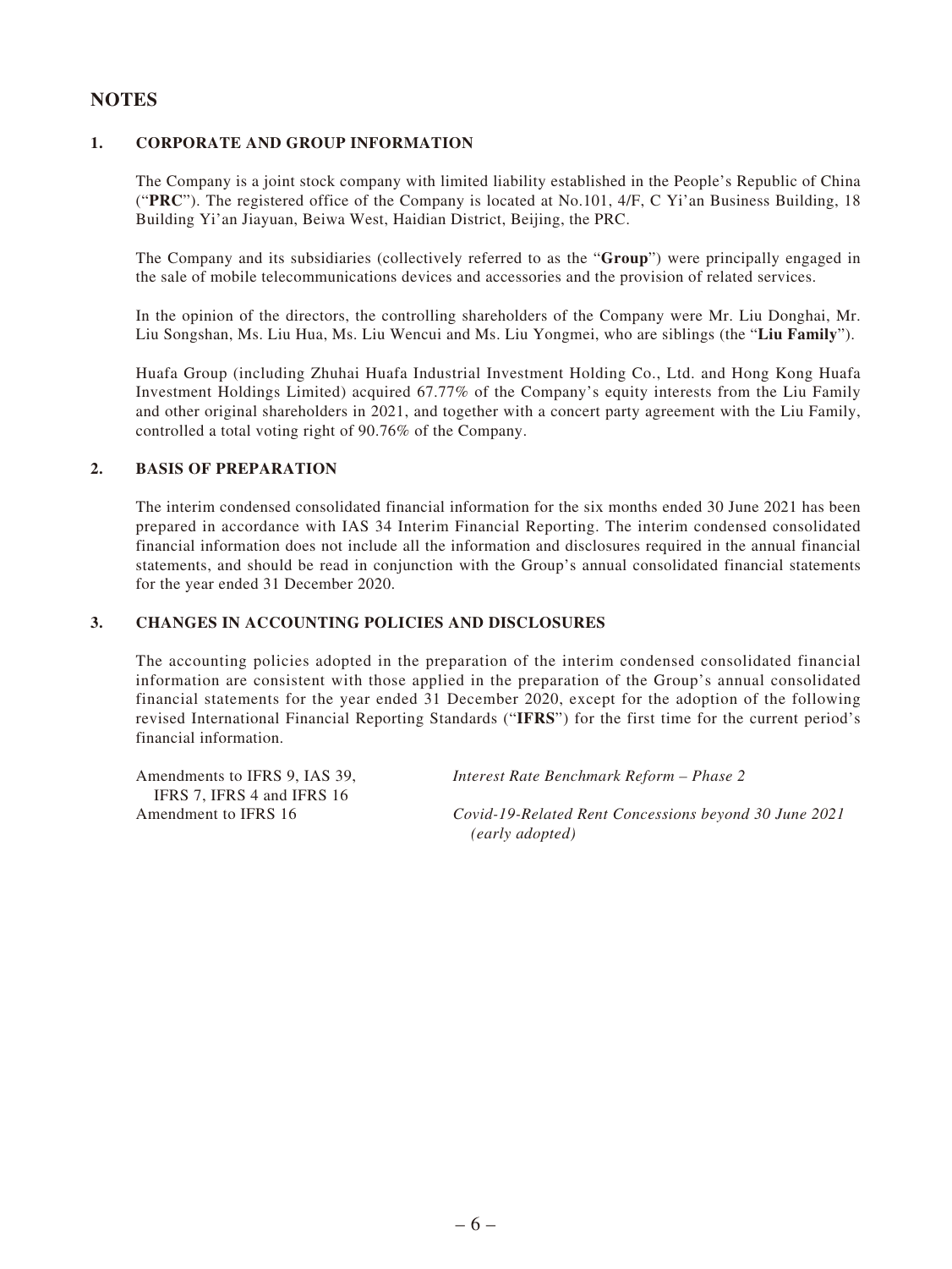# NOTES

## 1. CORPORATE AND GROUP INFORMATION

The Company is a joint stock company with limited liability established in the People's Republic of China ("**PRC**"). The registered office of the Company is located at No.101, 4/F, C Yi'an Business Building, 18 Building Yi'an Jiayuan, Beiwa West, Haidian District, Beijing, the PRC.

The Company and its subsidiaries (collectively referred to as the "**Group**") were principally engaged in the sale of mobile telecommunications devices and accessories and the provision of related services.

In the opinion of the directors, the controlling shareholders of the Company were Mr. Liu Donghai, Mr. Liu Songshan, Ms. Liu Hua, Ms. Liu Wencui and Ms. Liu Yongmei, who are siblings (the "**Liu Family**").

Huafa Group (including Zhuhai Huafa Industrial Investment Holding Co., Ltd. and Hong Kong Huafa Investment Holdings Limited) acquired 67.77% of the Company's equity interests from the Liu Family and other original shareholders in 2021, and together with a concert party agreement with the Liu Family, controlled a total voting right of 90.76% of the Company.

## 2. BASIS OF PREPARATION

The interim condensed consolidated financial information for the six months ended 30 June 2021 has been prepared in accordance with IAS 34 Interim Financial Reporting. The interim condensed consolidated financial information does not include all the information and disclosures required in the annual financial statements, and should be read in conjunction with the Group's annual consolidated financial statements for the year ended 31 December 2020.

## 3. CHANGES IN ACCOUNTING POLICIES AND DISCLOSURES

The accounting policies adopted in the preparation of the interim condensed consolidated financial information are consistent with those applied in the preparation of the Group's annual consolidated financial statements for the year ended 31 December 2020, except for the adoption of the following revised International Financial Reporting Standards ("**IFRS**") for the first time for the current period's financial information.

| | |
|---|---|
| Amendments to IFRS 9, IAS 39, IFRS 7, IFRS 4 and IFRS 16 | *Interest Rate Benchmark Reform – Phase 2* |
| Amendment to IFRS 16 | *Covid-19-Related Rent Concessions beyond 30 June 2021 (early adopted)* |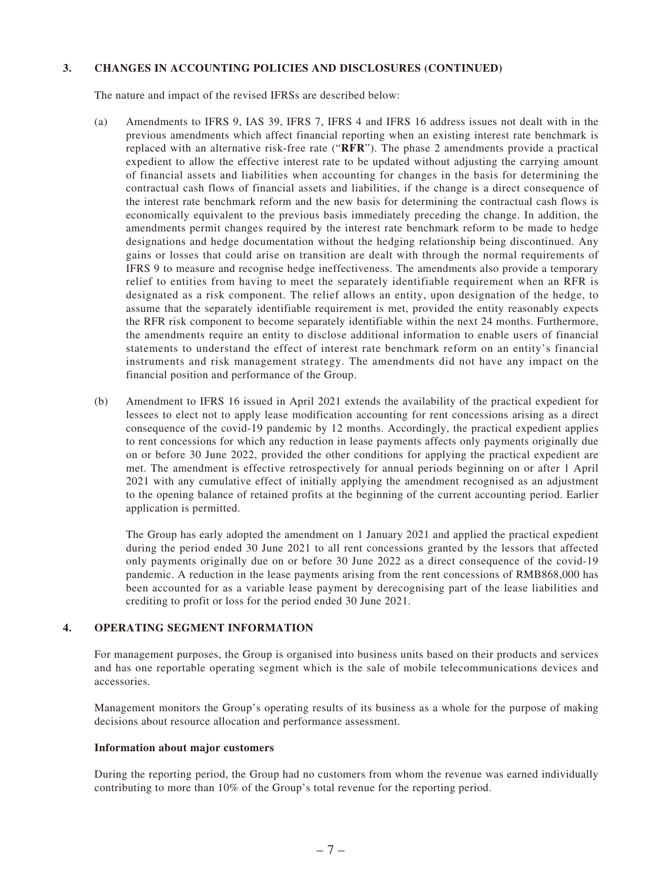### 3. CHANGES IN ACCOUNTING POLICIES AND DISCLOSURES (CONTINUED)

The nature and impact of the revised IFRSs are described below:

(a) Amendments to IFRS 9, IAS 39, IFRS 7, IFRS 4 and IFRS 16 address issues not dealt with in the previous amendments which affect financial reporting when an existing interest rate benchmark is replaced with an alternative risk-free rate ("**RFR**"). The phase 2 amendments provide a practical expedient to allow the effective interest rate to be updated without adjusting the carrying amount of financial assets and liabilities when accounting for changes in the basis for determining the contractual cash flows of financial assets and liabilities, if the change is a direct consequence of the interest rate benchmark reform and the new basis for determining the contractual cash flows is economically equivalent to the previous basis immediately preceding the change. In addition, the amendments permit changes required by the interest rate benchmark reform to be made to hedge designations and hedge documentation without the hedging relationship being discontinued. Any gains or losses that could arise on transition are dealt with through the normal requirements of IFRS 9 to measure and recognise hedge ineffectiveness. The amendments also provide a temporary relief to entities from having to meet the separately identifiable requirement when an RFR is designated as a risk component. The relief allows an entity, upon designation of the hedge, to assume that the separately identifiable requirement is met, provided the entity reasonably expects the RFR risk component to become separately identifiable within the next 24 months. Furthermore, the amendments require an entity to disclose additional information to enable users of financial statements to understand the effect of interest rate benchmark reform on an entity's financial instruments and risk management strategy. The amendments did not have any impact on the financial position and performance of the Group.

(b) Amendment to IFRS 16 issued in April 2021 extends the availability of the practical expedient for lessees to elect not to apply lease modification accounting for rent concessions arising as a direct consequence of the covid-19 pandemic by 12 months. Accordingly, the practical expedient applies to rent concessions for which any reduction in lease payments affects only payments originally due on or before 30 June 2022, provided the other conditions for applying the practical expedient are met. The amendment is effective retrospectively for annual periods beginning on or after 1 April 2021 with any cumulative effect of initially applying the amendment recognised as an adjustment to the opening balance of retained profits at the beginning of the current accounting period. Earlier application is permitted.

    The Group has early adopted the amendment on 1 January 2021 and applied the practical expedient during the period ended 30 June 2021 to all rent concessions granted by the lessors that affected only payments originally due on or before 30 June 2022 as a direct consequence of the covid-19 pandemic. A reduction in the lease payments arising from the rent concessions of RMB868,000 has been accounted for as a variable lease payment by derecognising part of the lease liabilities and crediting to profit or loss for the period ended 30 June 2021.

### 4. OPERATING SEGMENT INFORMATION

For management purposes, the Group is organised into business units based on their products and services and has one reportable operating segment which is the sale of mobile telecommunications devices and accessories.

Management monitors the Group's operating results of its business as a whole for the purpose of making decisions about resource allocation and performance assessment.

**Information about major customers**

During the reporting period, the Group had no customers from whom the revenue was earned individually contributing to more than 10% of the Group's total revenue for the reporting period.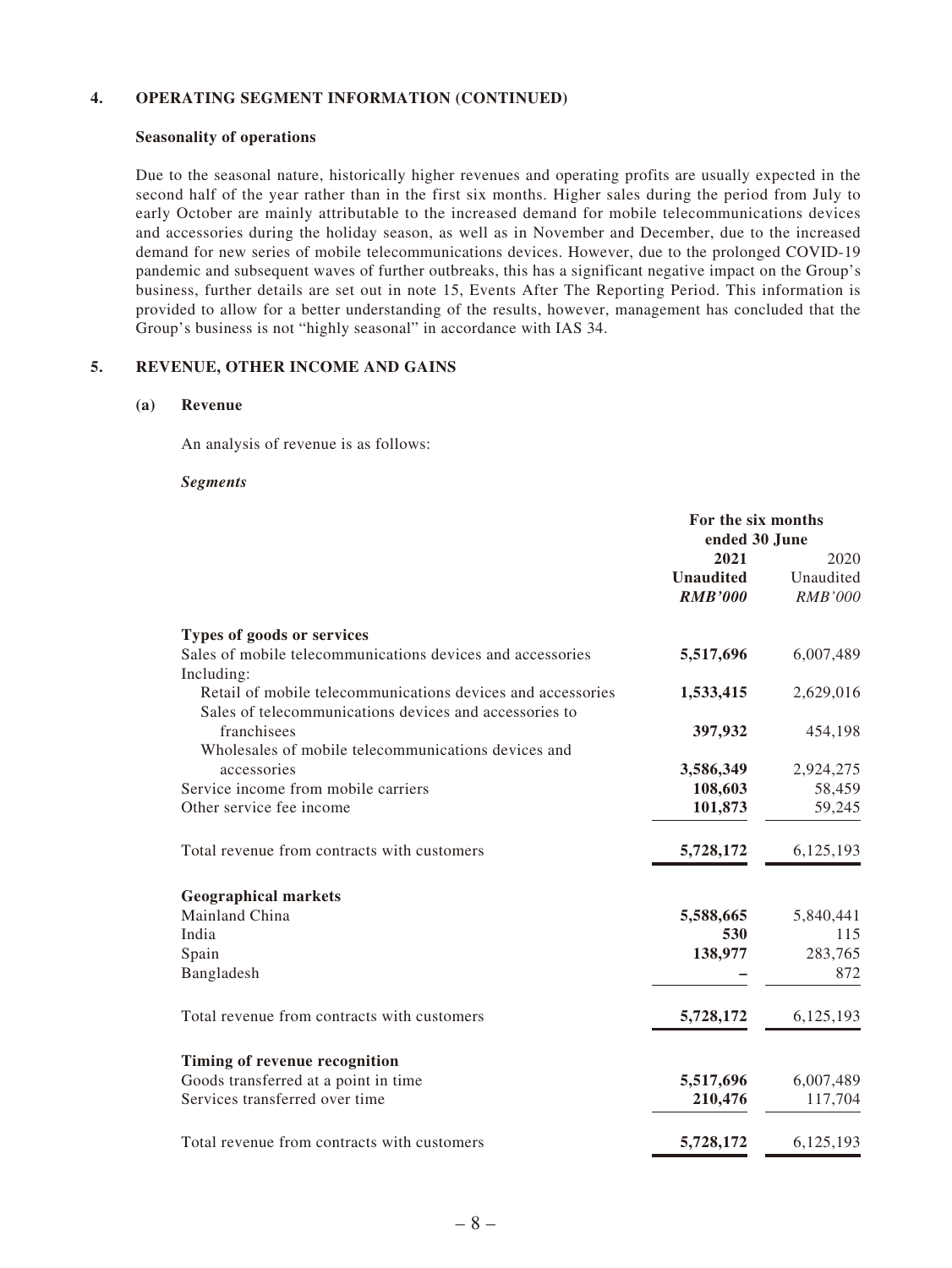## 4. OPERATING SEGMENT INFORMATION (CONTINUED)

### Seasonality of operations

Due to the seasonal nature, historically higher revenues and operating profits are usually expected in the second half of the year rather than in the first six months. Higher sales during the period from July to early October are mainly attributable to the increased demand for mobile telecommunications devices and accessories during the holiday season, as well as in November and December, due to the increased demand for new series of mobile telecommunications devices. However, due to the prolonged COVID-19 pandemic and subsequent waves of further outbreaks, this has a significant negative impact on the Group's business, further details are set out in note 15, Events After The Reporting Period. This information is provided to allow for a better understanding of the results, however, management has concluded that the Group's business is not "highly seasonal" in accordance with IAS 34.

## 5. REVENUE, OTHER INCOME AND GAINS

### (a) Revenue

An analysis of revenue is as follows:

***Segments***

| | For the six months ended 30 June | |
|---|---|---|
| | **2021** | 2020 |
| | **Unaudited** | Unaudited |
| | ***RMB'000*** | *RMB'000* |
| **Types of goods or services** | | |
| Sales of mobile telecommunications devices and accessories | **5,517,696** | 6,007,489 |
| Including: | | |
| Retail of mobile telecommunications devices and accessories | **1,533,415** | 2,629,016 |
| Sales of telecommunications devices and accessories to franchisees | **397,932** | 454,198 |
| Wholesales of mobile telecommunications devices and accessories | **3,586,349** | 2,924,275 |
| Service income from mobile carriers | **108,603** | 58,459 |
| Other service fee income | **101,873** | 59,245 |
| Total revenue from contracts with customers | **5,728,172** | 6,125,193 |
| **Geographical markets** | | |
| Mainland China | **5,588,665** | 5,840,441 |
| India | **530** | 115 |
| Spain | **138,977** | 283,765 |
| Bangladesh | **–** | 872 |
| Total revenue from contracts with customers | **5,728,172** | 6,125,193 |
| **Timing of revenue recognition** | | |
| Goods transferred at a point in time | **5,517,696** | 6,007,489 |
| Services transferred over time | **210,476** | 117,704 |
| Total revenue from contracts with customers | **5,728,172** | 6,125,193 |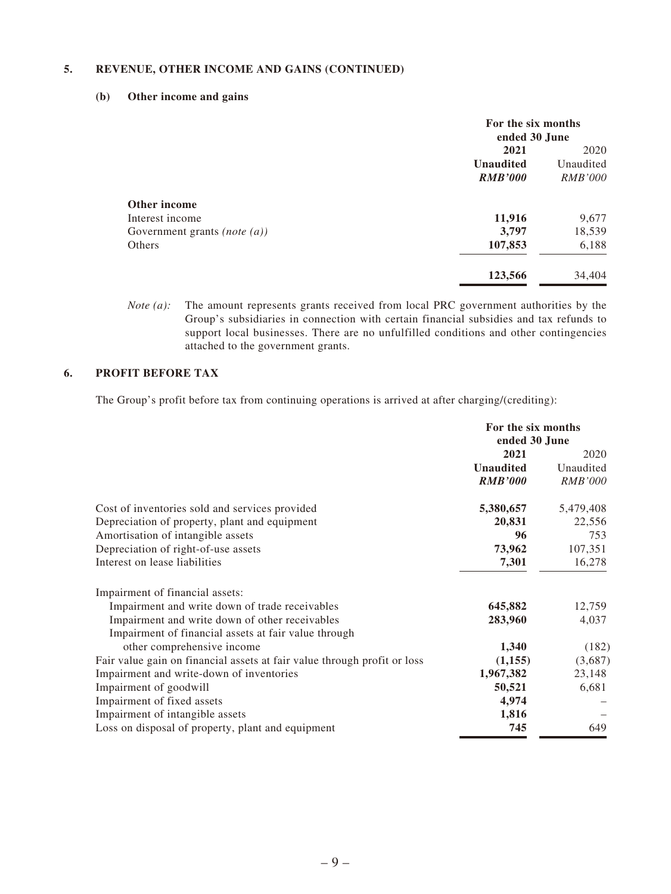## 5. REVENUE, OTHER INCOME AND GAINS (CONTINUED)

### (b) Other income and gains

| | For the six months ended 30 June | |
|---|---|---|
| | **2021** | 2020 |
| | **Unaudited** | Unaudited |
| | ***RMB'000*** | *RMB'000* |
| **Other income** | | |
| Interest income | **11,916** | 9,677 |
| Government grants *(note (a))* | **3,797** | 18,539 |
| Others | **107,853** | 6,188 |
| | **123,566** | 34,404 |

*Note (a):* The amount represents grants received from local PRC government authorities by the Group's subsidiaries in connection with certain financial subsidies and tax refunds to support local businesses. There are no unfulfilled conditions and other contingencies attached to the government grants.

## 6. PROFIT BEFORE TAX

The Group's profit before tax from continuing operations is arrived at after charging/(crediting):

| | For the six months ended 30 June | |
|---|---|---|
| | **2021** | 2020 |
| | **Unaudited** | Unaudited |
| | ***RMB'000*** | *RMB'000* |
| Cost of inventories sold and services provided | **5,380,657** | 5,479,408 |
| Depreciation of property, plant and equipment | **20,831** | 22,556 |
| Amortisation of intangible assets | **96** | 753 |
| Depreciation of right-of-use assets | **73,962** | 107,351 |
| Interest on lease liabilities | **7,301** | 16,278 |
| Impairment of financial assets: | | |
| Impairment and write down of trade receivables | **645,882** | 12,759 |
| Impairment and write down of other receivables | **283,960** | 4,037 |
| Impairment of financial assets at fair value through other comprehensive income | **1,340** | (182) |
| Fair value gain on financial assets at fair value through profit or loss | **(1,155)** | (3,687) |
| Impairment and write-down of inventories | **1,967,382** | 23,148 |
| Impairment of goodwill | **50,521** | 6,681 |
| Impairment of fixed assets | **4,974** | – |
| Impairment of intangible assets | **1,816** | – |
| Loss on disposal of property, plant and equipment | **745** | 649 |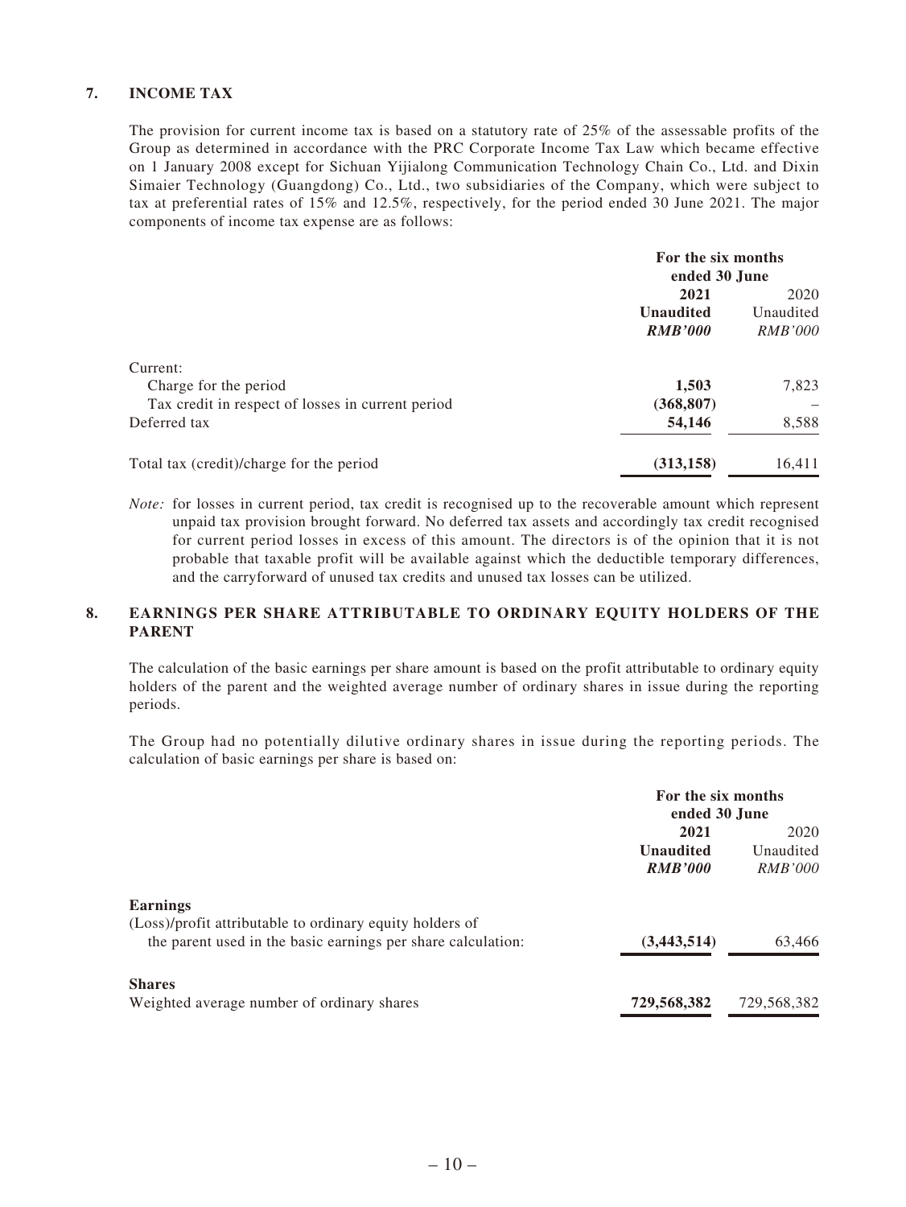## 7. INCOME TAX

The provision for current income tax is based on a statutory rate of 25% of the assessable profits of the Group as determined in accordance with the PRC Corporate Income Tax Law which became effective on 1 January 2008 except for Sichuan Yijialong Communication Technology Chain Co., Ltd. and Dixin Simaier Technology (Guangdong) Co., Ltd., two subsidiaries of the Company, which were subject to tax at preferential rates of 15% and 12.5%, respectively, for the period ended 30 June 2021. The major components of income tax expense are as follows:

| | For the six months ended 30 June | |
|---|---|---|
| | **2021** | 2020 |
| | **Unaudited** | Unaudited |
| | ***RMB'000*** | *RMB'000* |
| Current: | | |
| Charge for the period | **1,503** | 7,823 |
| Tax credit in respect of losses in current period | **(368,807)** | – |
| Deferred tax | **54,146** | 8,588 |
| Total tax (credit)/charge for the period | **(313,158)** | 16,411 |

*Note:* for losses in current period, tax credit is recognised up to the recoverable amount which represent unpaid tax provision brought forward. No deferred tax assets and accordingly tax credit recognised for current period losses in excess of this amount. The directors is of the opinion that it is not probable that taxable profit will be available against which the deductible temporary differences, and the carryforward of unused tax credits and unused tax losses can be utilized.

## 8. EARNINGS PER SHARE ATTRIBUTABLE TO ORDINARY EQUITY HOLDERS OF THE PARENT

The calculation of the basic earnings per share amount is based on the profit attributable to ordinary equity holders of the parent and the weighted average number of ordinary shares in issue during the reporting periods.

The Group had no potentially dilutive ordinary shares in issue during the reporting periods. The calculation of basic earnings per share is based on:

| | For the six months ended 30 June | |
|---|---|---|
| | **2021** | 2020 |
| | **Unaudited** | Unaudited |
| | ***RMB'000*** | *RMB'000* |
| **Earnings** | | |
| (Loss)/profit attributable to ordinary equity holders of the parent used in the basic earnings per share calculation: | **(3,443,514)** | 63,466 |
| **Shares** | | |
| Weighted average number of ordinary shares | **729,568,382** | 729,568,382 |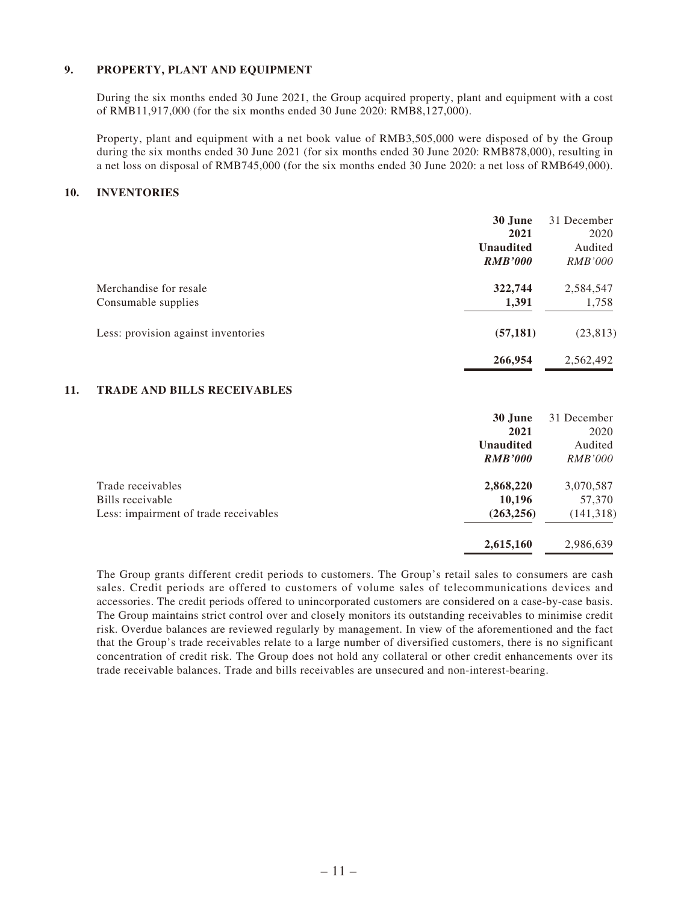## 9. PROPERTY, PLANT AND EQUIPMENT

During the six months ended 30 June 2021, the Group acquired property, plant and equipment with a cost of RMB11,917,000 (for the six months ended 30 June 2020: RMB8,127,000).

Property, plant and equipment with a net book value of RMB3,505,000 were disposed of by the Group during the six months ended 30 June 2021 (for six months ended 30 June 2020: RMB878,000), resulting in a net loss on disposal of RMB745,000 (for the six months ended 30 June 2020: a net loss of RMB649,000).

## 10. INVENTORIES

| | **30 June 2021** | 31 December 2020 |
|---|---|---|
| | **Unaudited** | Audited |
| | ***RMB'000*** | *RMB'000* |
| Merchandise for resale | **322,744** | 2,584,547 |
| Consumable supplies | **1,391** | 1,758 |
| Less: provision against inventories | **(57,181)** | (23,813) |
| | **266,954** | 2,562,492 |

## 11. TRADE AND BILLS RECEIVABLES

| | **30 June 2021** | 31 December 2020 |
|---|---|---|
| | **Unaudited** | Audited |
| | ***RMB'000*** | *RMB'000* |
| Trade receivables | **2,868,220** | 3,070,587 |
| Bills receivable | **10,196** | 57,370 |
| Less: impairment of trade receivables | **(263,256)** | (141,318) |
| | **2,615,160** | 2,986,639 |

The Group grants different credit periods to customers. The Group's retail sales to consumers are cash sales. Credit periods are offered to customers of volume sales of telecommunications devices and accessories. The credit periods offered to unincorporated customers are considered on a case-by-case basis. The Group maintains strict control over and closely monitors its outstanding receivables to minimise credit risk. Overdue balances are reviewed regularly by management. In view of the aforementioned and the fact that the Group's trade receivables relate to a large number of diversified customers, there is no significant concentration of credit risk. The Group does not hold any collateral or other credit enhancements over its trade receivable balances. Trade and bills receivables are unsecured and non-interest-bearing.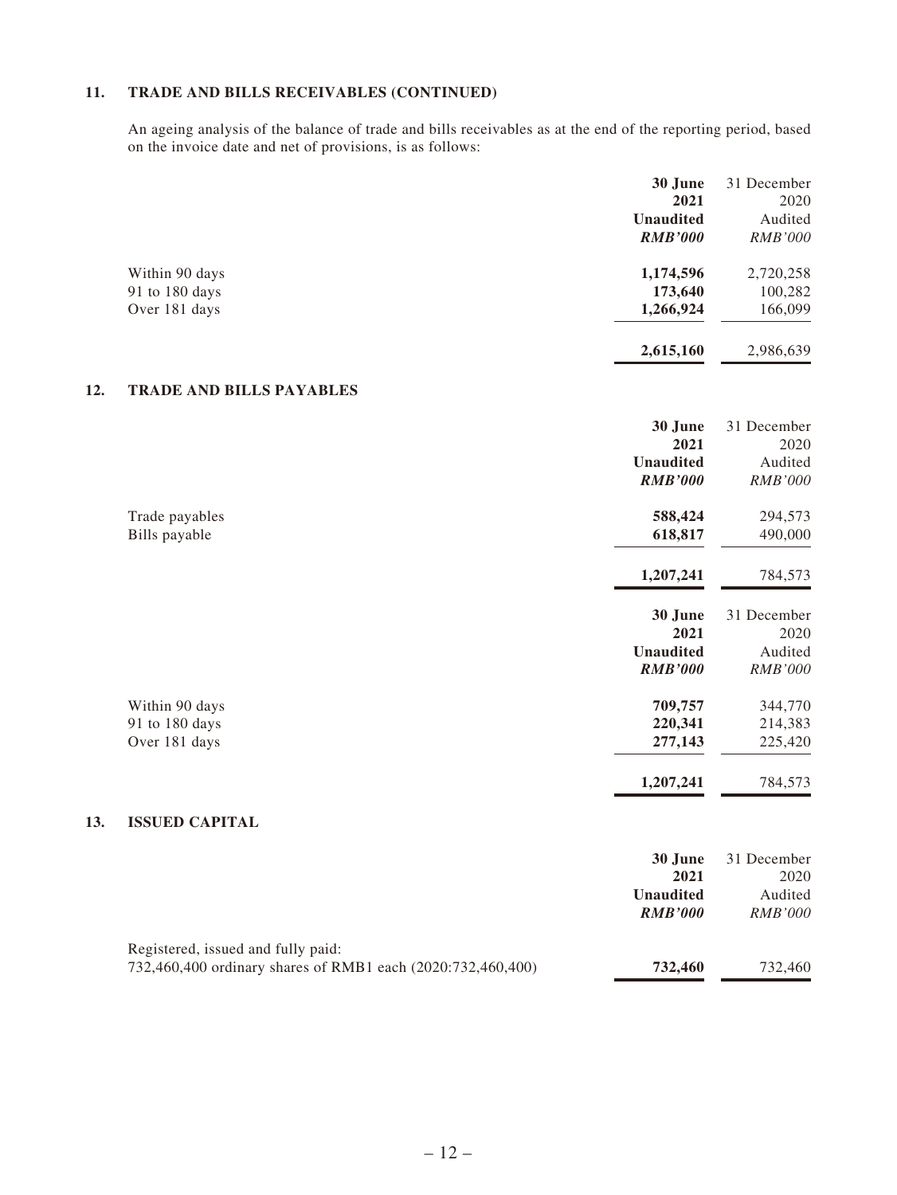## 11. TRADE AND BILLS RECEIVABLES (CONTINUED)

An ageing analysis of the balance of trade and bills receivables as at the end of the reporting period, based on the invoice date and net of provisions, is as follows:

| | **30 June 2021** | 31 December 2020 |
|---|---|---|
| | **Unaudited** | Audited |
| | ***RMB'000*** | *RMB'000* |
| Within 90 days | **1,174,596** | 2,720,258 |
| 91 to 180 days | **173,640** | 100,282 |
| Over 181 days | **1,266,924** | 166,099 |
| | **2,615,160** | 2,986,639 |

## 12. TRADE AND BILLS PAYABLES

| | **30 June 2021** | 31 December 2020 |
|---|---|---|
| | **Unaudited** | Audited |
| | ***RMB'000*** | *RMB'000* |
| Trade payables | **588,424** | 294,573 |
| Bills payable | **618,817** | 490,000 |
| | **1,207,241** | 784,573 |

| | **30 June 2021** | 31 December 2020 |
|---|---|---|
| | **Unaudited** | Audited |
| | ***RMB'000*** | *RMB'000* |
| Within 90 days | **709,757** | 344,770 |
| 91 to 180 days | **220,341** | 214,383 |
| Over 181 days | **277,143** | 225,420 |
| | **1,207,241** | 784,573 |

## 13. ISSUED CAPITAL

| | **30 June 2021** | 31 December 2020 |
|---|---|---|
| | **Unaudited** | Audited |
| | ***RMB'000*** | *RMB'000* |
| Registered, issued and fully paid: | | |
| 732,460,400 ordinary shares of RMB1 each (2020:732,460,400) | **732,460** | 732,460 |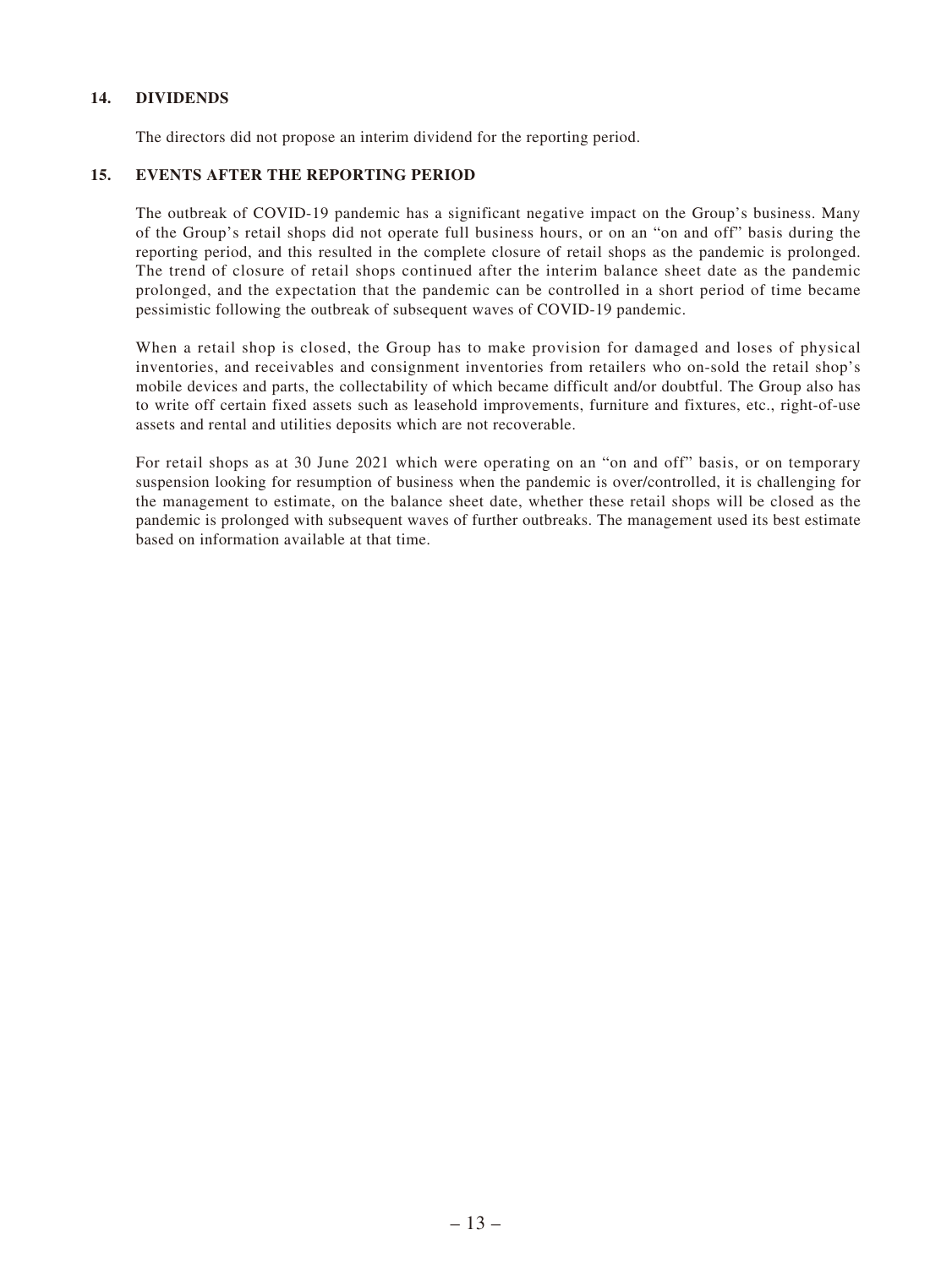## 14. DIVIDENDS

The directors did not propose an interim dividend for the reporting period.

## 15. EVENTS AFTER THE REPORTING PERIOD

The outbreak of COVID-19 pandemic has a significant negative impact on the Group's business. Many of the Group's retail shops did not operate full business hours, or on an "on and off" basis during the reporting period, and this resulted in the complete closure of retail shops as the pandemic is prolonged. The trend of closure of retail shops continued after the interim balance sheet date as the pandemic prolonged, and the expectation that the pandemic can be controlled in a short period of time became pessimistic following the outbreak of subsequent waves of COVID-19 pandemic.

When a retail shop is closed, the Group has to make provision for damaged and loses of physical inventories, and receivables and consignment inventories from retailers who on-sold the retail shop's mobile devices and parts, the collectability of which became difficult and/or doubtful. The Group also has to write off certain fixed assets such as leasehold improvements, furniture and fixtures, etc., right-of-use assets and rental and utilities deposits which are not recoverable.

For retail shops as at 30 June 2021 which were operating on an "on and off" basis, or on temporary suspension looking for resumption of business when the pandemic is over/controlled, it is challenging for the management to estimate, on the balance sheet date, whether these retail shops will be closed as the pandemic is prolonged with subsequent waves of further outbreaks. The management used its best estimate based on information available at that time.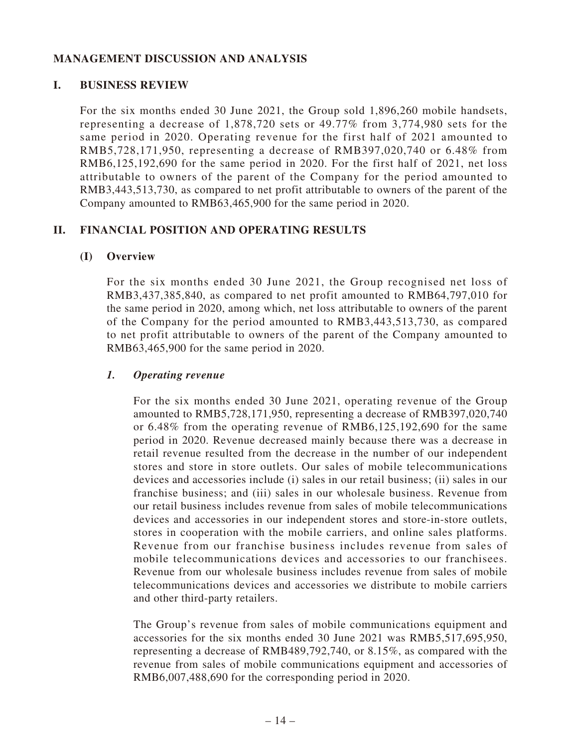## MANAGEMENT DISCUSSION AND ANALYSIS

### I. BUSINESS REVIEW

For the six months ended 30 June 2021, the Group sold 1,896,260 mobile handsets, representing a decrease of 1,878,720 sets or 49.77% from 3,774,980 sets for the same period in 2020. Operating revenue for the first half of 2021 amounted to RMB5,728,171,950, representing a decrease of RMB397,020,740 or 6.48% from RMB6,125,192,690 for the same period in 2020. For the first half of 2021, net loss attributable to owners of the parent of the Company for the period amounted to RMB3,443,513,730, as compared to net profit attributable to owners of the parent of the Company amounted to RMB63,465,900 for the same period in 2020.

### II. FINANCIAL POSITION AND OPERATING RESULTS

#### (I) Overview

For the six months ended 30 June 2021, the Group recognised net loss of RMB3,437,385,840, as compared to net profit amounted to RMB64,797,010 for the same period in 2020, among which, net loss attributable to owners of the parent of the Company for the period amounted to RMB3,443,513,730, as compared to net profit attributable to owners of the parent of the Company amounted to RMB63,465,900 for the same period in 2020.

##### *1. Operating revenue*

For the six months ended 30 June 2021, operating revenue of the Group amounted to RMB5,728,171,950, representing a decrease of RMB397,020,740 or 6.48% from the operating revenue of RMB6,125,192,690 for the same period in 2020. Revenue decreased mainly because there was a decrease in retail revenue resulted from the decrease in the number of our independent stores and store in store outlets. Our sales of mobile telecommunications devices and accessories include (i) sales in our retail business; (ii) sales in our franchise business; and (iii) sales in our wholesale business. Revenue from our retail business includes revenue from sales of mobile telecommunications devices and accessories in our independent stores and store-in-store outlets, stores in cooperation with the mobile carriers, and online sales platforms. Revenue from our franchise business includes revenue from sales of mobile telecommunications devices and accessories to our franchisees. Revenue from our wholesale business includes revenue from sales of mobile telecommunications devices and accessories we distribute to mobile carriers and other third-party retailers.

The Group's revenue from sales of mobile communications equipment and accessories for the six months ended 30 June 2021 was RMB5,517,695,950, representing a decrease of RMB489,792,740, or 8.15%, as compared with the revenue from sales of mobile communications equipment and accessories of RMB6,007,488,690 for the corresponding period in 2020.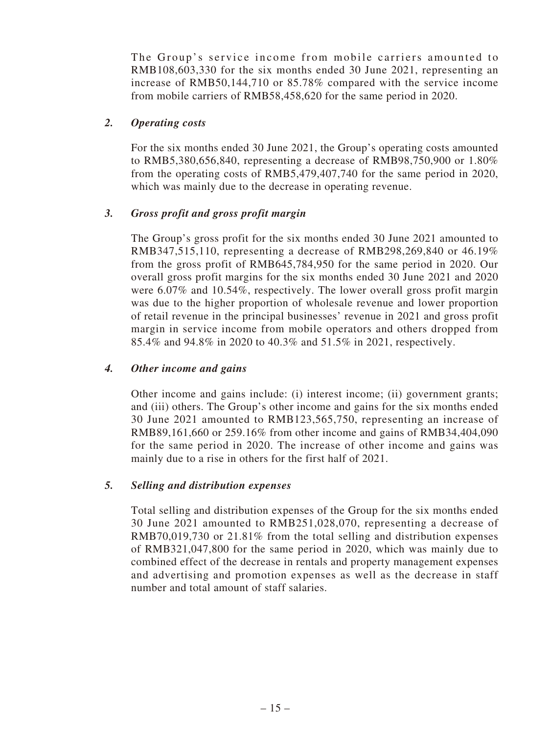The Group's service income from mobile carriers amounted to RMB108,603,330 for the six months ended 30 June 2021, representing an increase of RMB50,144,710 or 85.78% compared with the service income from mobile carriers of RMB58,458,620 for the same period in 2020.

### *2. Operating costs*

For the six months ended 30 June 2021, the Group's operating costs amounted to RMB5,380,656,840, representing a decrease of RMB98,750,900 or 1.80% from the operating costs of RMB5,479,407,740 for the same period in 2020, which was mainly due to the decrease in operating revenue.

### *3. Gross profit and gross profit margin*

The Group's gross profit for the six months ended 30 June 2021 amounted to RMB347,515,110, representing a decrease of RMB298,269,840 or 46.19% from the gross profit of RMB645,784,950 for the same period in 2020. Our overall gross profit margins for the six months ended 30 June 2021 and 2020 were 6.07% and 10.54%, respectively. The lower overall gross profit margin was due to the higher proportion of wholesale revenue and lower proportion of retail revenue in the principal businesses' revenue in 2021 and gross profit margin in service income from mobile operators and others dropped from 85.4% and 94.8% in 2020 to 40.3% and 51.5% in 2021, respectively.

### *4. Other income and gains*

Other income and gains include: (i) interest income; (ii) government grants; and (iii) others. The Group's other income and gains for the six months ended 30 June 2021 amounted to RMB123,565,750, representing an increase of RMB89,161,660 or 259.16% from other income and gains of RMB34,404,090 for the same period in 2020. The increase of other income and gains was mainly due to a rise in others for the first half of 2021.

### *5. Selling and distribution expenses*

Total selling and distribution expenses of the Group for the six months ended 30 June 2021 amounted to RMB251,028,070, representing a decrease of RMB70,019,730 or 21.81% from the total selling and distribution expenses of RMB321,047,800 for the same period in 2020, which was mainly due to combined effect of the decrease in rentals and property management expenses and advertising and promotion expenses as well as the decrease in staff number and total amount of staff salaries.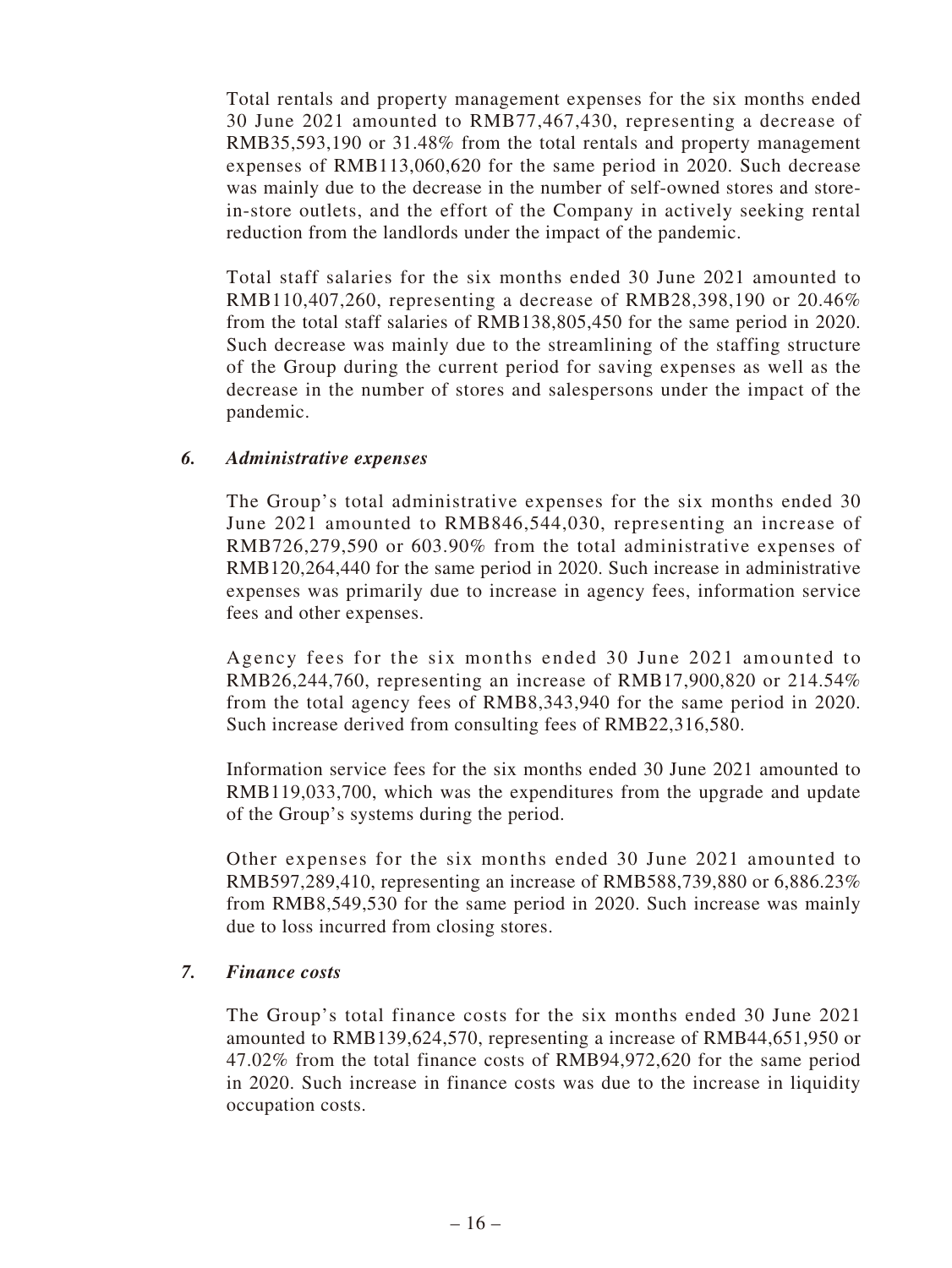Total rentals and property management expenses for the six months ended 30 June 2021 amounted to RMB77,467,430, representing a decrease of RMB35,593,190 or 31.48% from the total rentals and property management expenses of RMB113,060,620 for the same period in 2020. Such decrease was mainly due to the decrease in the number of self-owned stores and store-in-store outlets, and the effort of the Company in actively seeking rental reduction from the landlords under the impact of the pandemic.

Total staff salaries for the six months ended 30 June 2021 amounted to RMB110,407,260, representing a decrease of RMB28,398,190 or 20.46% from the total staff salaries of RMB138,805,450 for the same period in 2020. Such decrease was mainly due to the streamlining of the staffing structure of the Group during the current period for saving expenses as well as the decrease in the number of stores and salespersons under the impact of the pandemic.

### *6. Administrative expenses*

The Group's total administrative expenses for the six months ended 30 June 2021 amounted to RMB846,544,030, representing an increase of RMB726,279,590 or 603.90% from the total administrative expenses of RMB120,264,440 for the same period in 2020. Such increase in administrative expenses was primarily due to increase in agency fees, information service fees and other expenses.

Agency fees for the six months ended 30 June 2021 amounted to RMB26,244,760, representing an increase of RMB17,900,820 or 214.54% from the total agency fees of RMB8,343,940 for the same period in 2020. Such increase derived from consulting fees of RMB22,316,580.

Information service fees for the six months ended 30 June 2021 amounted to RMB119,033,700, which was the expenditures from the upgrade and update of the Group's systems during the period.

Other expenses for the six months ended 30 June 2021 amounted to RMB597,289,410, representing an increase of RMB588,739,880 or 6,886.23% from RMB8,549,530 for the same period in 2020. Such increase was mainly due to loss incurred from closing stores.

### *7. Finance costs*

The Group's total finance costs for the six months ended 30 June 2021 amounted to RMB139,624,570, representing a increase of RMB44,651,950 or 47.02% from the total finance costs of RMB94,972,620 for the same period in 2020. Such increase in finance costs was due to the increase in liquidity occupation costs.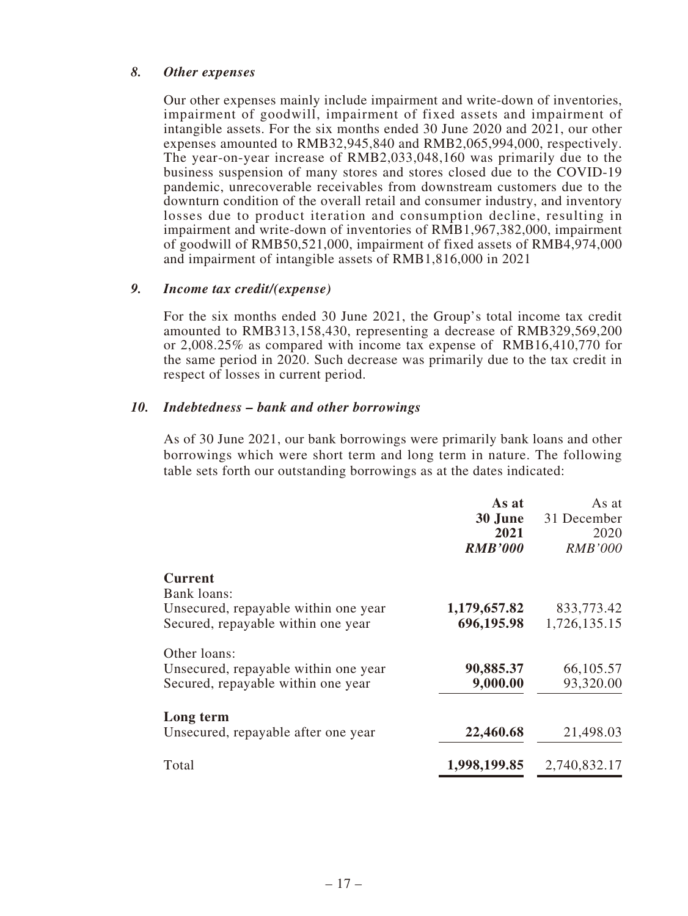### *8. Other expenses*

Our other expenses mainly include impairment and write-down of inventories, impairment of goodwill, impairment of fixed assets and impairment of intangible assets. For the six months ended 30 June 2020 and 2021, our other expenses amounted to RMB32,945,840 and RMB2,065,994,000, respectively. The year-on-year increase of RMB2,033,048,160 was primarily due to the business suspension of many stores and stores closed due to the COVID-19 pandemic, unrecoverable receivables from downstream customers due to the downturn condition of the overall retail and consumer industry, and inventory losses due to product iteration and consumption decline, resulting in impairment and write-down of inventories of RMB1,967,382,000, impairment of goodwill of RMB50,521,000, impairment of fixed assets of RMB4,974,000 and impairment of intangible assets of RMB1,816,000 in 2021

### *9. Income tax credit/(expense)*

For the six months ended 30 June 2021, the Group's total income tax credit amounted to RMB313,158,430, representing a decrease of RMB329,569,200 or 2,008.25% as compared with income tax expense of RMB16,410,770 for the same period in 2020. Such decrease was primarily due to the tax credit in respect of losses in current period.

### *10. Indebtedness – bank and other borrowings*

As of 30 June 2021, our bank borrowings were primarily bank loans and other borrowings which were short term and long term in nature. The following table sets forth our outstanding borrowings as at the dates indicated:

| | **As at 30 June 2021** *RMB'000* | As at 31 December 2020 *RMB'000* |
|---|---|---|
| **Current** | | |
| Bank loans: | | |
| Unsecured, repayable within one year | **1,179,657.82** | 833,773.42 |
| Secured, repayable within one year | **696,195.98** | 1,726,135.15 |
| Other loans: | | |
| Unsecured, repayable within one year | **90,885.37** | 66,105.57 |
| Secured, repayable within one year | **9,000.00** | 93,320.00 |
| **Long term** | | |
| Unsecured, repayable after one year | **22,460.68** | 21,498.03 |
| Total | **1,998,199.85** | 2,740,832.17 |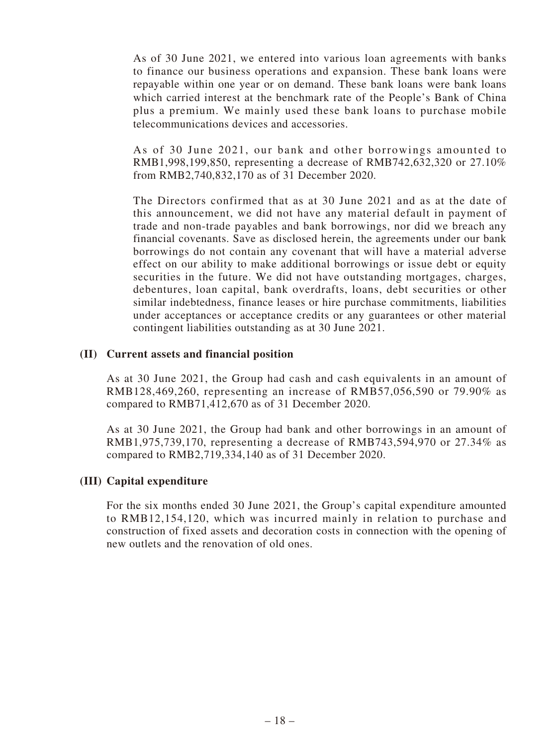As of 30 June 2021, we entered into various loan agreements with banks to finance our business operations and expansion. These bank loans were repayable within one year or on demand. These bank loans were bank loans which carried interest at the benchmark rate of the People's Bank of China plus a premium. We mainly used these bank loans to purchase mobile telecommunications devices and accessories.

As of 30 June 2021, our bank and other borrowings amounted to RMB1,998,199,850, representing a decrease of RMB742,632,320 or 27.10% from RMB2,740,832,170 as of 31 December 2020.

The Directors confirmed that as at 30 June 2021 and as at the date of this announcement, we did not have any material default in payment of trade and non-trade payables and bank borrowings, nor did we breach any financial covenants. Save as disclosed herein, the agreements under our bank borrowings do not contain any covenant that will have a material adverse effect on our ability to make additional borrowings or issue debt or equity securities in the future. We did not have outstanding mortgages, charges, debentures, loan capital, bank overdrafts, loans, debt securities or other similar indebtedness, finance leases or hire purchase commitments, liabilities under acceptances or acceptance credits or any guarantees or other material contingent liabilities outstanding as at 30 June 2021.

**(II) Current assets and financial position**

As at 30 June 2021, the Group had cash and cash equivalents in an amount of RMB128,469,260, representing an increase of RMB57,056,590 or 79.90% as compared to RMB71,412,670 as of 31 December 2020.

As at 30 June 2021, the Group had bank and other borrowings in an amount of RMB1,975,739,170, representing a decrease of RMB743,594,970 or 27.34% as compared to RMB2,719,334,140 as of 31 December 2020.

**(III) Capital expenditure**

For the six months ended 30 June 2021, the Group's capital expenditure amounted to RMB12,154,120, which was incurred mainly in relation to purchase and construction of fixed assets and decoration costs in connection with the opening of new outlets and the renovation of old ones.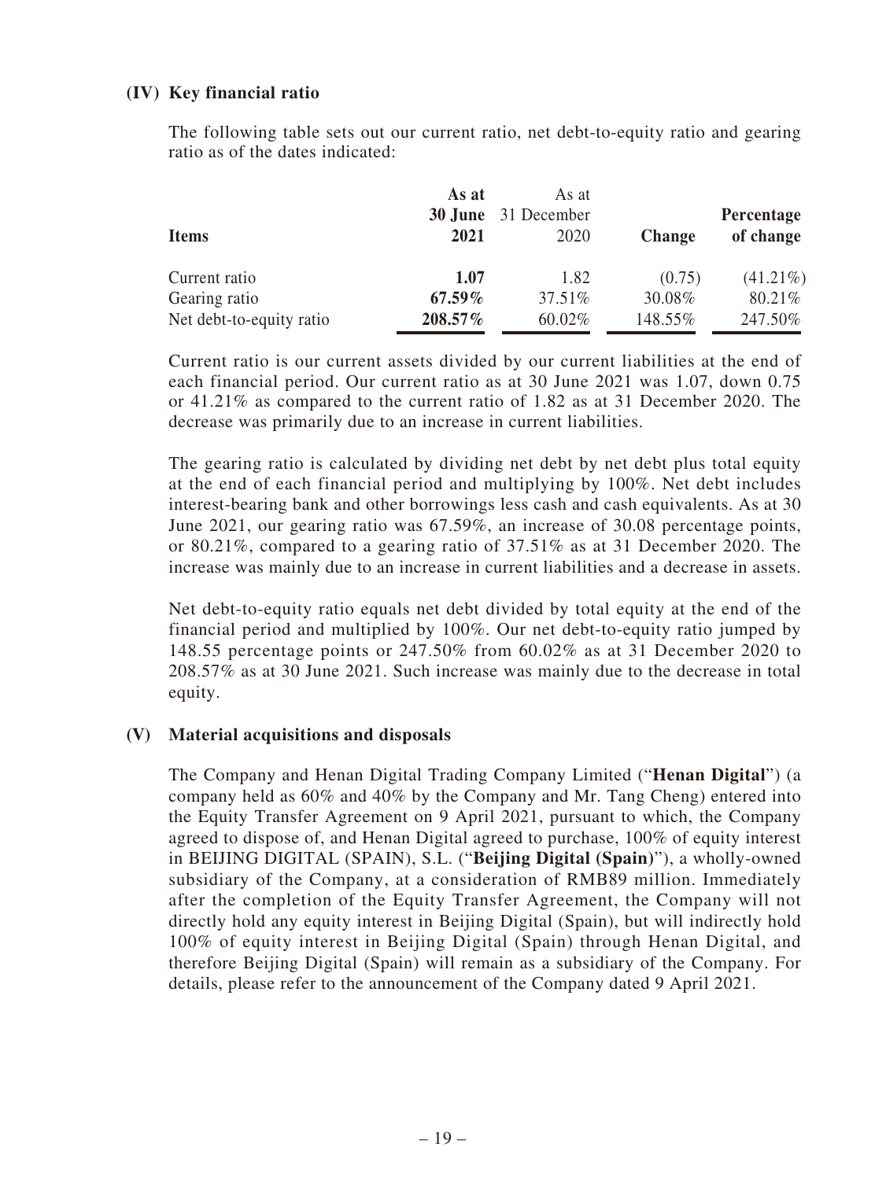### (IV) Key financial ratio

The following table sets out our current ratio, net debt-to-equity ratio and gearing ratio as of the dates indicated:

| Items | As at 30 June 2021 | As at 31 December 2020 | Change | Percentage of change |
|---|---|---|---|---|
| Current ratio | **1.07** | 1.82 | (0.75) | (41.21%) |
| Gearing ratio | **67.59%** | 37.51% | 30.08% | 80.21% |
| Net debt-to-equity ratio | **208.57%** | 60.02% | 148.55% | 247.50% |

Current ratio is our current assets divided by our current liabilities at the end of each financial period. Our current ratio as at 30 June 2021 was 1.07, down 0.75 or 41.21% as compared to the current ratio of 1.82 as at 31 December 2020. The decrease was primarily due to an increase in current liabilities.

The gearing ratio is calculated by dividing net debt by net debt plus total equity at the end of each financial period and multiplying by 100%. Net debt includes interest-bearing bank and other borrowings less cash and cash equivalents. As at 30 June 2021, our gearing ratio was 67.59%, an increase of 30.08 percentage points, or 80.21%, compared to a gearing ratio of 37.51% as at 31 December 2020. The increase was mainly due to an increase in current liabilities and a decrease in assets.

Net debt-to-equity ratio equals net debt divided by total equity at the end of the financial period and multiplied by 100%. Our net debt-to-equity ratio jumped by 148.55 percentage points or 247.50% from 60.02% as at 31 December 2020 to 208.57% as at 30 June 2021. Such increase was mainly due to the decrease in total equity.

### (V) Material acquisitions and disposals

The Company and Henan Digital Trading Company Limited ("**Henan Digital**") (a company held as 60% and 40% by the Company and Mr. Tang Cheng) entered into the Equity Transfer Agreement on 9 April 2021, pursuant to which, the Company agreed to dispose of, and Henan Digital agreed to purchase, 100% of equity interest in BEIJING DIGITAL (SPAIN), S.L. ("**Beijing Digital (Spain)**"), a wholly-owned subsidiary of the Company, at a consideration of RMB89 million. Immediately after the completion of the Equity Transfer Agreement, the Company will not directly hold any equity interest in Beijing Digital (Spain), but will indirectly hold 100% of equity interest in Beijing Digital (Spain) through Henan Digital, and therefore Beijing Digital (Spain) will remain as a subsidiary of the Company. For details, please refer to the announcement of the Company dated 9 April 2021.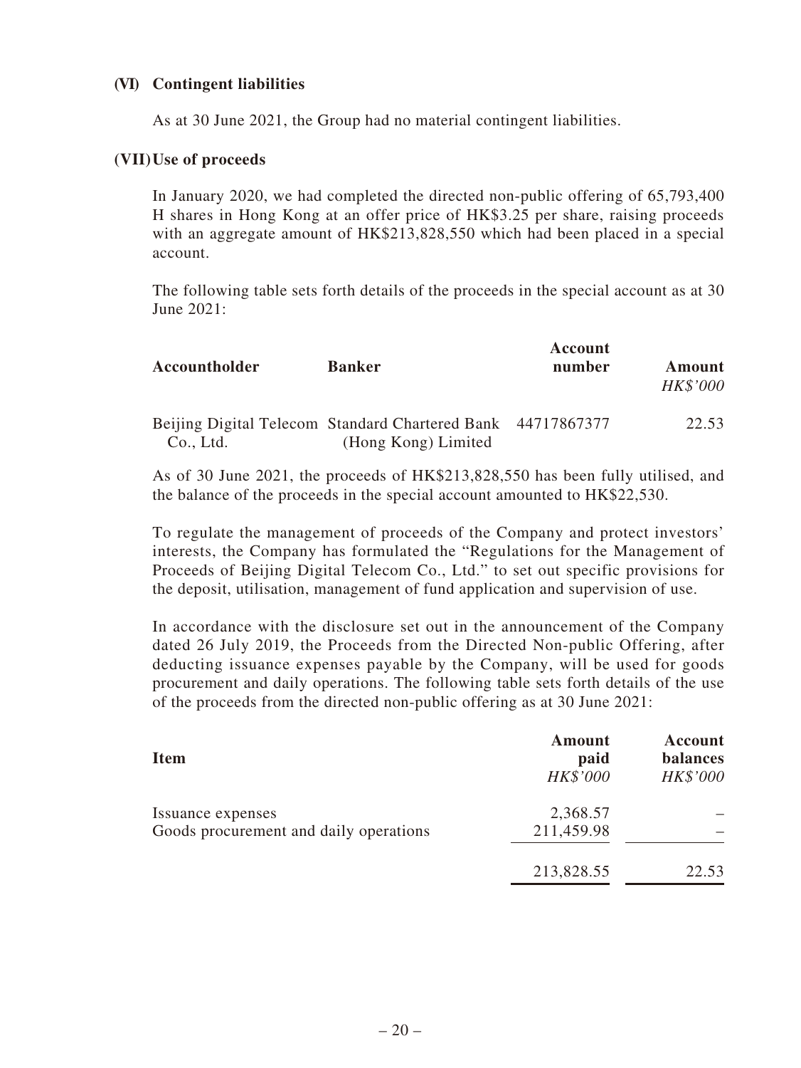### (VI) Contingent liabilities

As at 30 June 2021, the Group had no material contingent liabilities.

### (VII) Use of proceeds

In January 2020, we had completed the directed non-public offering of 65,793,400 H shares in Hong Kong at an offer price of HK$3.25 per share, raising proceeds with an aggregate amount of HK$213,828,550 which had been placed in a special account.

The following table sets forth details of the proceeds in the special account as at 30 June 2021:

| Accountholder | Banker | Account number | Amount *HK$'000* |
|---|---|---|---|
| Beijing Digital Telecom Co., Ltd. | Standard Chartered Bank (Hong Kong) Limited | 44717867377 | 22.53 |

As of 30 June 2021, the proceeds of HK$213,828,550 has been fully utilised, and the balance of the proceeds in the special account amounted to HK$22,530.

To regulate the management of proceeds of the Company and protect investors' interests, the Company has formulated the "Regulations for the Management of Proceeds of Beijing Digital Telecom Co., Ltd." to set out specific provisions for the deposit, utilisation, management of fund application and supervision of use.

In accordance with the disclosure set out in the announcement of the Company dated 26 July 2019, the Proceeds from the Directed Non-public Offering, after deducting issuance expenses payable by the Company, will be used for goods procurement and daily operations. The following table sets forth details of the use of the proceeds from the directed non-public offering as at 30 June 2021:

| Item | Amount paid *HK$'000* | Account balances *HK$'000* |
|---|---|---|
| Issuance expenses | 2,368.57 | – |
| Goods procurement and daily operations | 211,459.98 | – |
| | 213,828.55 | 22.53 |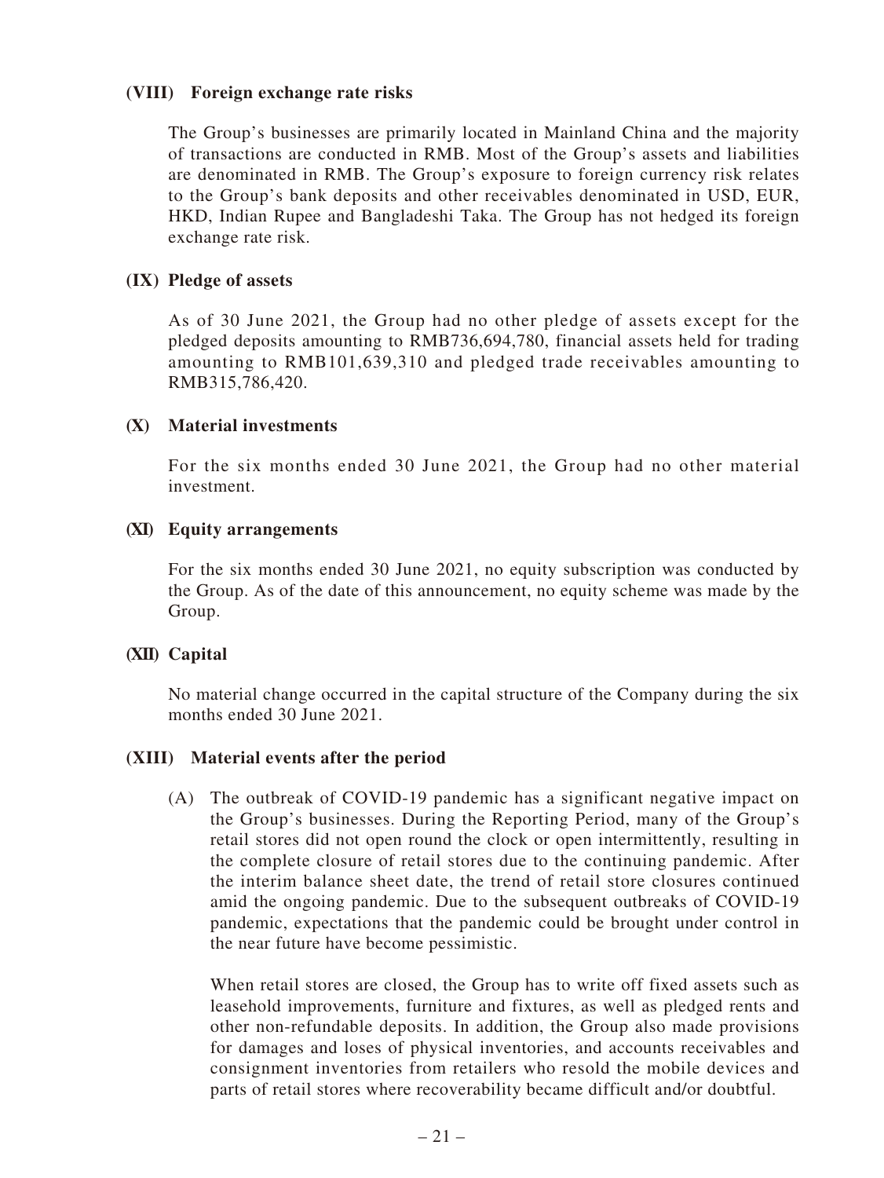### (VIII) Foreign exchange rate risks

The Group's businesses are primarily located in Mainland China and the majority of transactions are conducted in RMB. Most of the Group's assets and liabilities are denominated in RMB. The Group's exposure to foreign currency risk relates to the Group's bank deposits and other receivables denominated in USD, EUR, HKD, Indian Rupee and Bangladeshi Taka. The Group has not hedged its foreign exchange rate risk.

### (IX) Pledge of assets

As of 30 June 2021, the Group had no other pledge of assets except for the pledged deposits amounting to RMB736,694,780, financial assets held for trading amounting to RMB101,639,310 and pledged trade receivables amounting to RMB315,786,420.

### (X) Material investments

For the six months ended 30 June 2021, the Group had no other material investment.

### (XI) Equity arrangements

For the six months ended 30 June 2021, no equity subscription was conducted by the Group. As of the date of this announcement, no equity scheme was made by the Group.

### (XII) Capital

No material change occurred in the capital structure of the Company during the six months ended 30 June 2021.

### (XIII) Material events after the period

(A) The outbreak of COVID-19 pandemic has a significant negative impact on the Group's businesses. During the Reporting Period, many of the Group's retail stores did not open round the clock or open intermittently, resulting in the complete closure of retail stores due to the continuing pandemic. After the interim balance sheet date, the trend of retail store closures continued amid the ongoing pandemic. Due to the subsequent outbreaks of COVID-19 pandemic, expectations that the pandemic could be brought under control in the near future have become pessimistic.

When retail stores are closed, the Group has to write off fixed assets such as leasehold improvements, furniture and fixtures, as well as pledged rents and other non-refundable deposits. In addition, the Group also made provisions for damages and loses of physical inventories, and accounts receivables and consignment inventories from retailers who resold the mobile devices and parts of retail stores where recoverability became difficult and/or doubtful.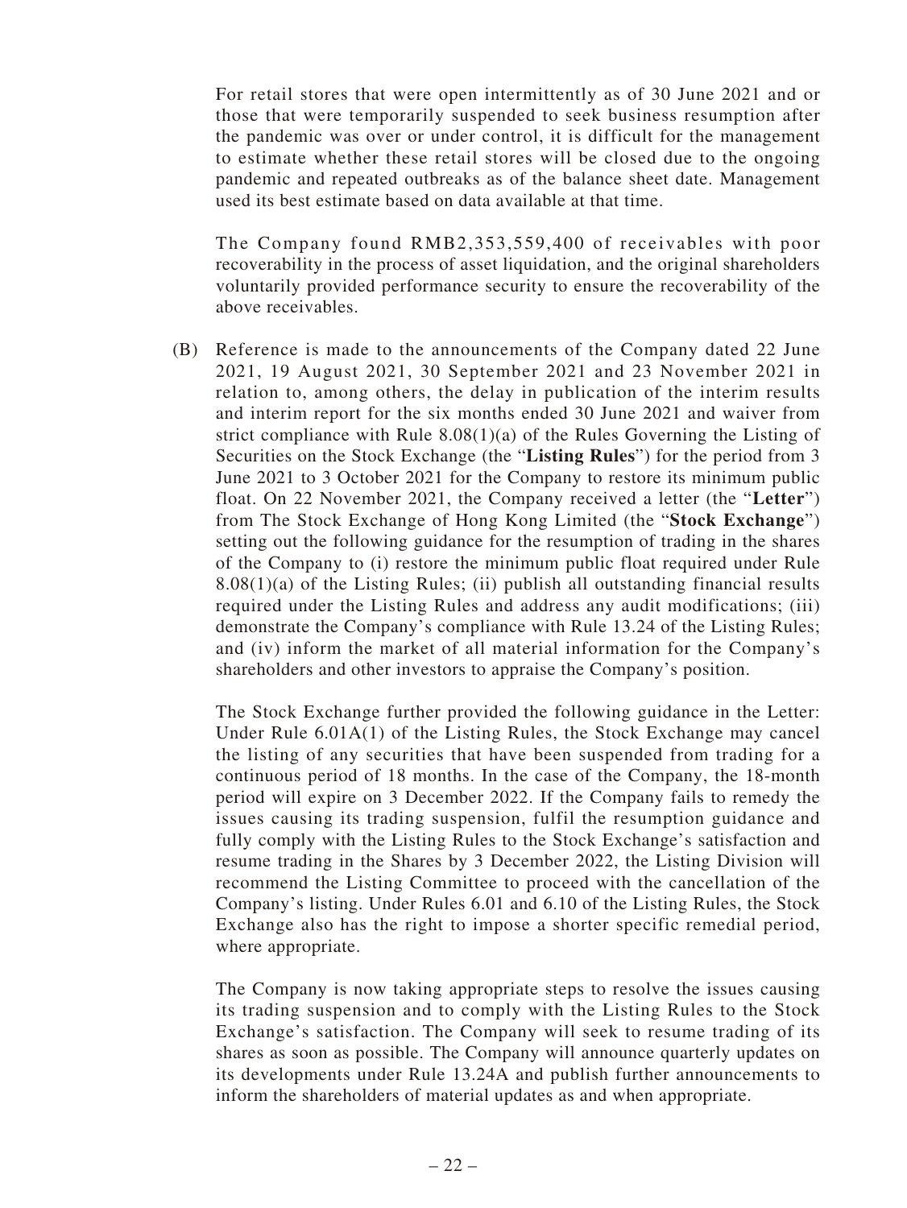For retail stores that were open intermittently as of 30 June 2021 and or those that were temporarily suspended to seek business resumption after the pandemic was over or under control, it is difficult for the management to estimate whether these retail stores will be closed due to the ongoing pandemic and repeated outbreaks as of the balance sheet date. Management used its best estimate based on data available at that time.

The Company found RMB2,353,559,400 of receivables with poor recoverability in the process of asset liquidation, and the original shareholders voluntarily provided performance security to ensure the recoverability of the above receivables.

(B) Reference is made to the announcements of the Company dated 22 June 2021, 19 August 2021, 30 September 2021 and 23 November 2021 in relation to, among others, the delay in publication of the interim results and interim report for the six months ended 30 June 2021 and waiver from strict compliance with Rule 8.08(1)(a) of the Rules Governing the Listing of Securities on the Stock Exchange (the "**Listing Rules**") for the period from 3 June 2021 to 3 October 2021 for the Company to restore its minimum public float. On 22 November 2021, the Company received a letter (the "**Letter**") from The Stock Exchange of Hong Kong Limited (the "**Stock Exchange**") setting out the following guidance for the resumption of trading in the shares of the Company to (i) restore the minimum public float required under Rule 8.08(1)(a) of the Listing Rules; (ii) publish all outstanding financial results required under the Listing Rules and address any audit modifications; (iii) demonstrate the Company's compliance with Rule 13.24 of the Listing Rules; and (iv) inform the market of all material information for the Company's shareholders and other investors to appraise the Company's position.

The Stock Exchange further provided the following guidance in the Letter: Under Rule 6.01A(1) of the Listing Rules, the Stock Exchange may cancel the listing of any securities that have been suspended from trading for a continuous period of 18 months. In the case of the Company, the 18-month period will expire on 3 December 2022. If the Company fails to remedy the issues causing its trading suspension, fulfil the resumption guidance and fully comply with the Listing Rules to the Stock Exchange's satisfaction and resume trading in the Shares by 3 December 2022, the Listing Division will recommend the Listing Committee to proceed with the cancellation of the Company's listing. Under Rules 6.01 and 6.10 of the Listing Rules, the Stock Exchange also has the right to impose a shorter specific remedial period, where appropriate.

The Company is now taking appropriate steps to resolve the issues causing its trading suspension and to comply with the Listing Rules to the Stock Exchange's satisfaction. The Company will seek to resume trading of its shares as soon as possible. The Company will announce quarterly updates on its developments under Rule 13.24A and publish further announcements to inform the shareholders of material updates as and when appropriate.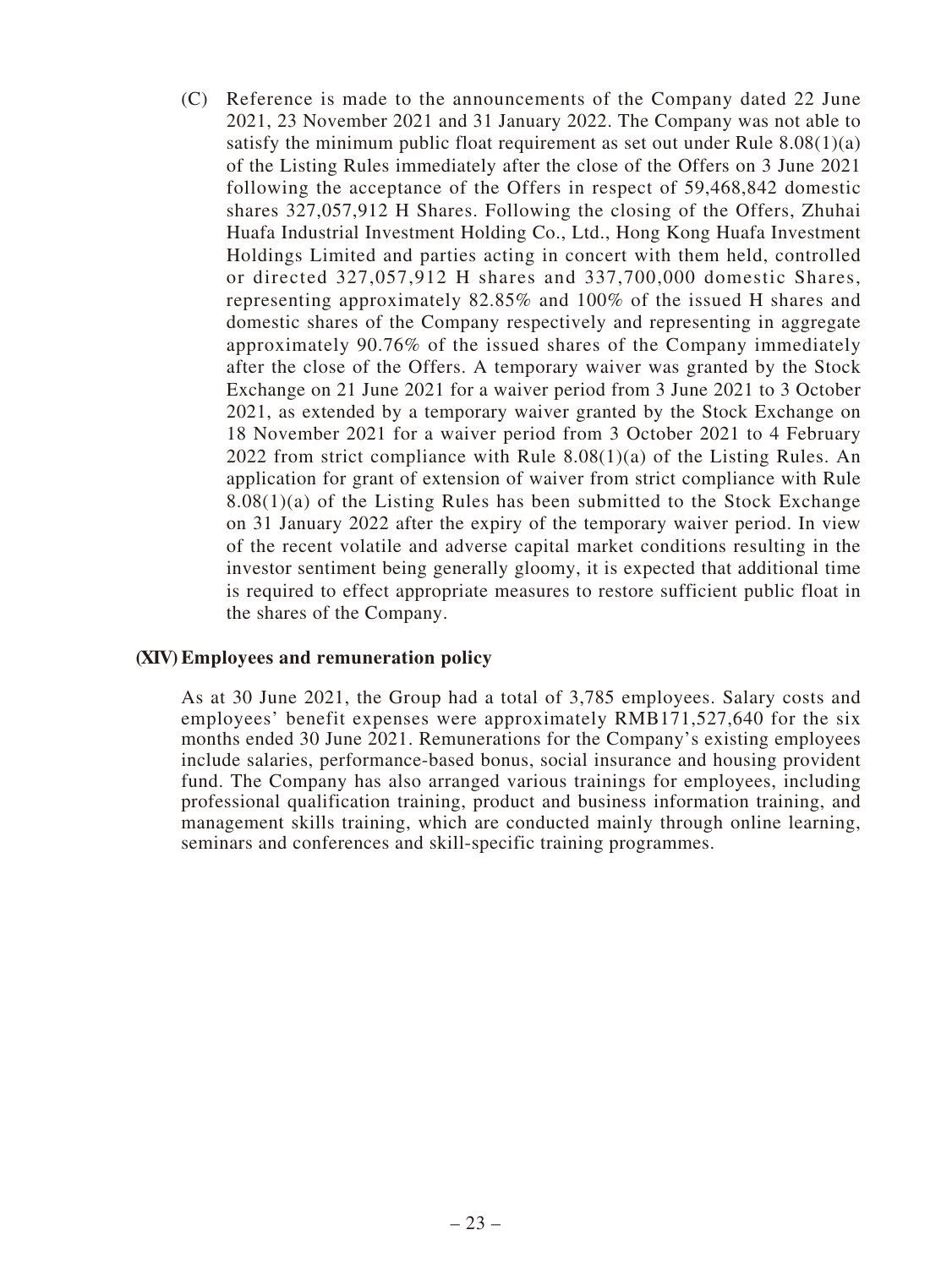(C) Reference is made to the announcements of the Company dated 22 June 2021, 23 November 2021 and 31 January 2022. The Company was not able to satisfy the minimum public float requirement as set out under Rule 8.08(1)(a) of the Listing Rules immediately after the close of the Offers on 3 June 2021 following the acceptance of the Offers in respect of 59,468,842 domestic shares 327,057,912 H Shares. Following the closing of the Offers, Zhuhai Huafa Industrial Investment Holding Co., Ltd., Hong Kong Huafa Investment Holdings Limited and parties acting in concert with them held, controlled or directed 327,057,912 H shares and 337,700,000 domestic Shares, representing approximately 82.85% and 100% of the issued H shares and domestic shares of the Company respectively and representing in aggregate approximately 90.76% of the issued shares of the Company immediately after the close of the Offers. A temporary waiver was granted by the Stock Exchange on 21 June 2021 for a waiver period from 3 June 2021 to 3 October 2021, as extended by a temporary waiver granted by the Stock Exchange on 18 November 2021 for a waiver period from 3 October 2021 to 4 February 2022 from strict compliance with Rule 8.08(1)(a) of the Listing Rules. An application for grant of extension of waiver from strict compliance with Rule 8.08(1)(a) of the Listing Rules has been submitted to the Stock Exchange on 31 January 2022 after the expiry of the temporary waiver period. In view of the recent volatile and adverse capital market conditions resulting in the investor sentiment being generally gloomy, it is expected that additional time is required to effect appropriate measures to restore sufficient public float in the shares of the Company.

**(XIV) Employees and remuneration policy**

As at 30 June 2021, the Group had a total of 3,785 employees. Salary costs and employees' benefit expenses were approximately RMB171,527,640 for the six months ended 30 June 2021. Remunerations for the Company's existing employees include salaries, performance-based bonus, social insurance and housing provident fund. The Company has also arranged various trainings for employees, including professional qualification training, product and business information training, and management skills training, which are conducted mainly through online learning, seminars and conferences and skill-specific training programmes.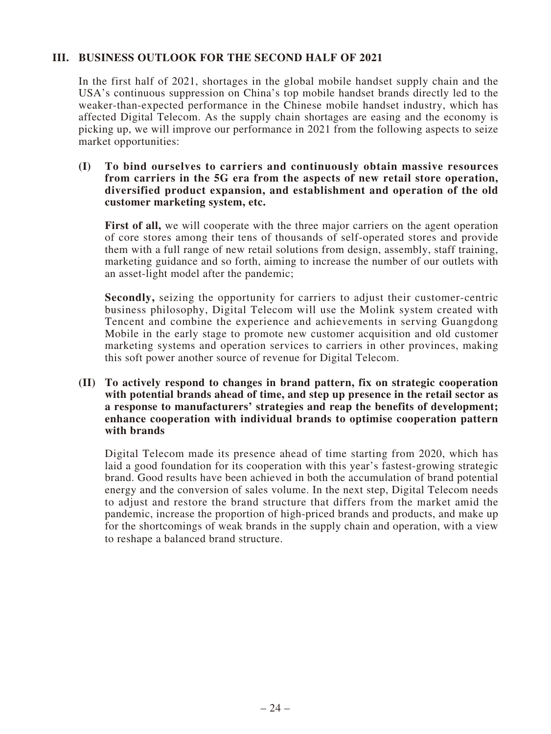## III. BUSINESS OUTLOOK FOR THE SECOND HALF OF 2021

In the first half of 2021, shortages in the global mobile handset supply chain and the USA's continuous suppression on China's top mobile handset brands directly led to the weaker-than-expected performance in the Chinese mobile handset industry, which has affected Digital Telecom. As the supply chain shortages are easing and the economy is picking up, we will improve our performance in 2021 from the following aspects to seize market opportunities:

### (I) To bind ourselves to carriers and continuously obtain massive resources from carriers in the 5G era from the aspects of new retail store operation, diversified product expansion, and establishment and operation of the old customer marketing system, etc.

**First of all,** we will cooperate with the three major carriers on the agent operation of core stores among their tens of thousands of self-operated stores and provide them with a full range of new retail solutions from design, assembly, staff training, marketing guidance and so forth, aiming to increase the number of our outlets with an asset-light model after the pandemic;

**Secondly,** seizing the opportunity for carriers to adjust their customer-centric business philosophy, Digital Telecom will use the Molink system created with Tencent and combine the experience and achievements in serving Guangdong Mobile in the early stage to promote new customer acquisition and old customer marketing systems and operation services to carriers in other provinces, making this soft power another source of revenue for Digital Telecom.

### (II) To actively respond to changes in brand pattern, fix on strategic cooperation with potential brands ahead of time, and step up presence in the retail sector as a response to manufacturers' strategies and reap the benefits of development; enhance cooperation with individual brands to optimise cooperation pattern with brands

Digital Telecom made its presence ahead of time starting from 2020, which has laid a good foundation for its cooperation with this year's fastest-growing strategic brand. Good results have been achieved in both the accumulation of brand potential energy and the conversion of sales volume. In the next step, Digital Telecom needs to adjust and restore the brand structure that differs from the market amid the pandemic, increase the proportion of high-priced brands and products, and make up for the shortcomings of weak brands in the supply chain and operation, with a view to reshape a balanced brand structure.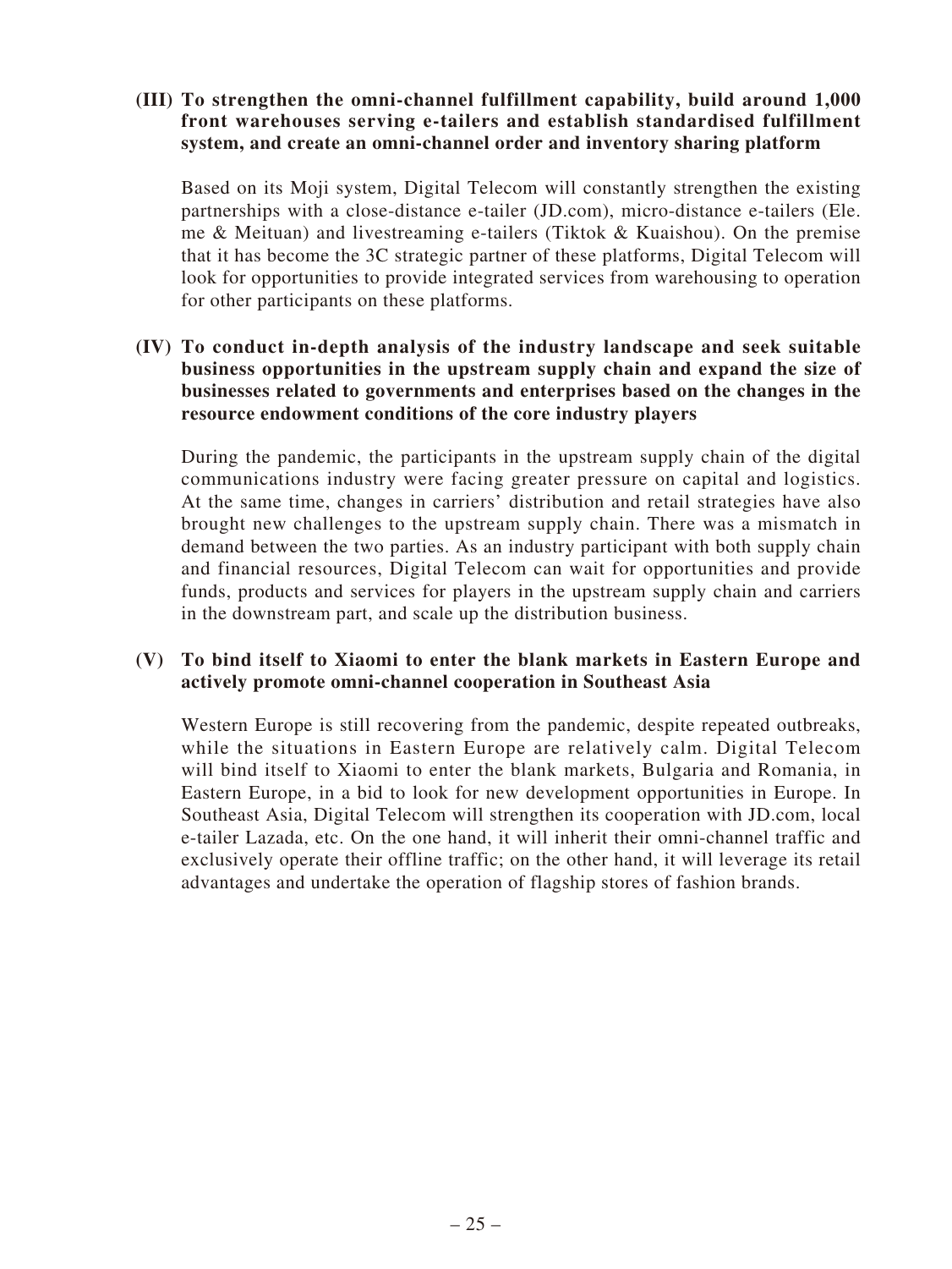**(III) To strengthen the omni-channel fulfillment capability, build around 1,000 front warehouses serving e-tailers and establish standardised fulfillment system, and create an omni-channel order and inventory sharing platform**

Based on its Moji system, Digital Telecom will constantly strengthen the existing partnerships with a close-distance e-tailer (JD.com), micro-distance e-tailers (Ele. me & Meituan) and livestreaming e-tailers (Tiktok & Kuaishou). On the premise that it has become the 3C strategic partner of these platforms, Digital Telecom will look for opportunities to provide integrated services from warehousing to operation for other participants on these platforms.

**(IV) To conduct in-depth analysis of the industry landscape and seek suitable business opportunities in the upstream supply chain and expand the size of businesses related to governments and enterprises based on the changes in the resource endowment conditions of the core industry players**

During the pandemic, the participants in the upstream supply chain of the digital communications industry were facing greater pressure on capital and logistics. At the same time, changes in carriers' distribution and retail strategies have also brought new challenges to the upstream supply chain. There was a mismatch in demand between the two parties. As an industry participant with both supply chain and financial resources, Digital Telecom can wait for opportunities and provide funds, products and services for players in the upstream supply chain and carriers in the downstream part, and scale up the distribution business.

**(V) To bind itself to Xiaomi to enter the blank markets in Eastern Europe and actively promote omni-channel cooperation in Southeast Asia**

Western Europe is still recovering from the pandemic, despite repeated outbreaks, while the situations in Eastern Europe are relatively calm. Digital Telecom will bind itself to Xiaomi to enter the blank markets, Bulgaria and Romania, in Eastern Europe, in a bid to look for new development opportunities in Europe. In Southeast Asia, Digital Telecom will strengthen its cooperation with JD.com, local e-tailer Lazada, etc. On the one hand, it will inherit their omni-channel traffic and exclusively operate their offline traffic; on the other hand, it will leverage its retail advantages and undertake the operation of flagship stores of fashion brands.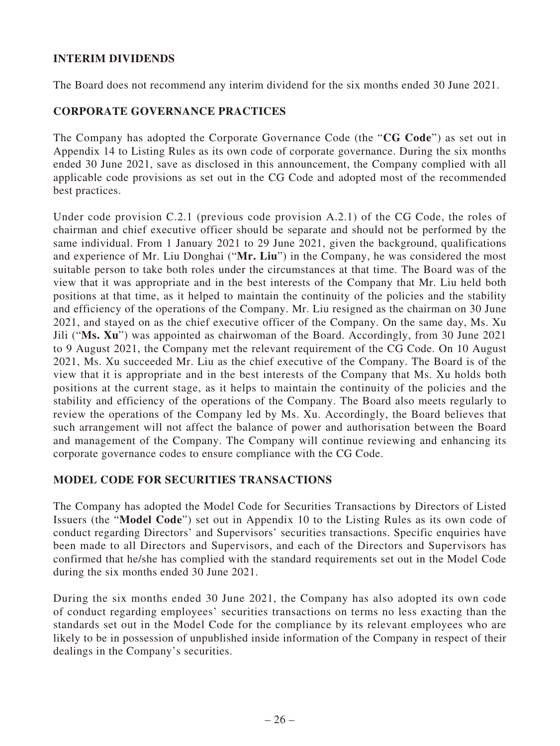## INTERIM DIVIDENDS

The Board does not recommend any interim dividend for the six months ended 30 June 2021.

## CORPORATE GOVERNANCE PRACTICES

The Company has adopted the Corporate Governance Code (the "**CG Code**") as set out in Appendix 14 to Listing Rules as its own code of corporate governance. During the six months ended 30 June 2021, save as disclosed in this announcement, the Company complied with all applicable code provisions as set out in the CG Code and adopted most of the recommended best practices.

Under code provision C.2.1 (previous code provision A.2.1) of the CG Code, the roles of chairman and chief executive officer should be separate and should not be performed by the same individual. From 1 January 2021 to 29 June 2021, given the background, qualifications and experience of Mr. Liu Donghai ("**Mr. Liu**") in the Company, he was considered the most suitable person to take both roles under the circumstances at that time. The Board was of the view that it was appropriate and in the best interests of the Company that Mr. Liu held both positions at that time, as it helped to maintain the continuity of the policies and the stability and efficiency of the operations of the Company. Mr. Liu resigned as the chairman on 30 June 2021, and stayed on as the chief executive officer of the Company. On the same day, Ms. Xu Jili ("**Ms. Xu**") was appointed as chairwoman of the Board. Accordingly, from 30 June 2021 to 9 August 2021, the Company met the relevant requirement of the CG Code. On 10 August 2021, Ms. Xu succeeded Mr. Liu as the chief executive of the Company. The Board is of the view that it is appropriate and in the best interests of the Company that Ms. Xu holds both positions at the current stage, as it helps to maintain the continuity of the policies and the stability and efficiency of the operations of the Company. The Board also meets regularly to review the operations of the Company led by Ms. Xu. Accordingly, the Board believes that such arrangement will not affect the balance of power and authorisation between the Board and management of the Company. The Company will continue reviewing and enhancing its corporate governance codes to ensure compliance with the CG Code.

## MODEL CODE FOR SECURITIES TRANSACTIONS

The Company has adopted the Model Code for Securities Transactions by Directors of Listed Issuers (the "**Model Code**") set out in Appendix 10 to the Listing Rules as its own code of conduct regarding Directors' and Supervisors' securities transactions. Specific enquiries have been made to all Directors and Supervisors, and each of the Directors and Supervisors has confirmed that he/she has complied with the standard requirements set out in the Model Code during the six months ended 30 June 2021.

During the six months ended 30 June 2021, the Company has also adopted its own code of conduct regarding employees' securities transactions on terms no less exacting than the standards set out in the Model Code for the compliance by its relevant employees who are likely to be in possession of unpublished inside information of the Company in respect of their dealings in the Company's securities.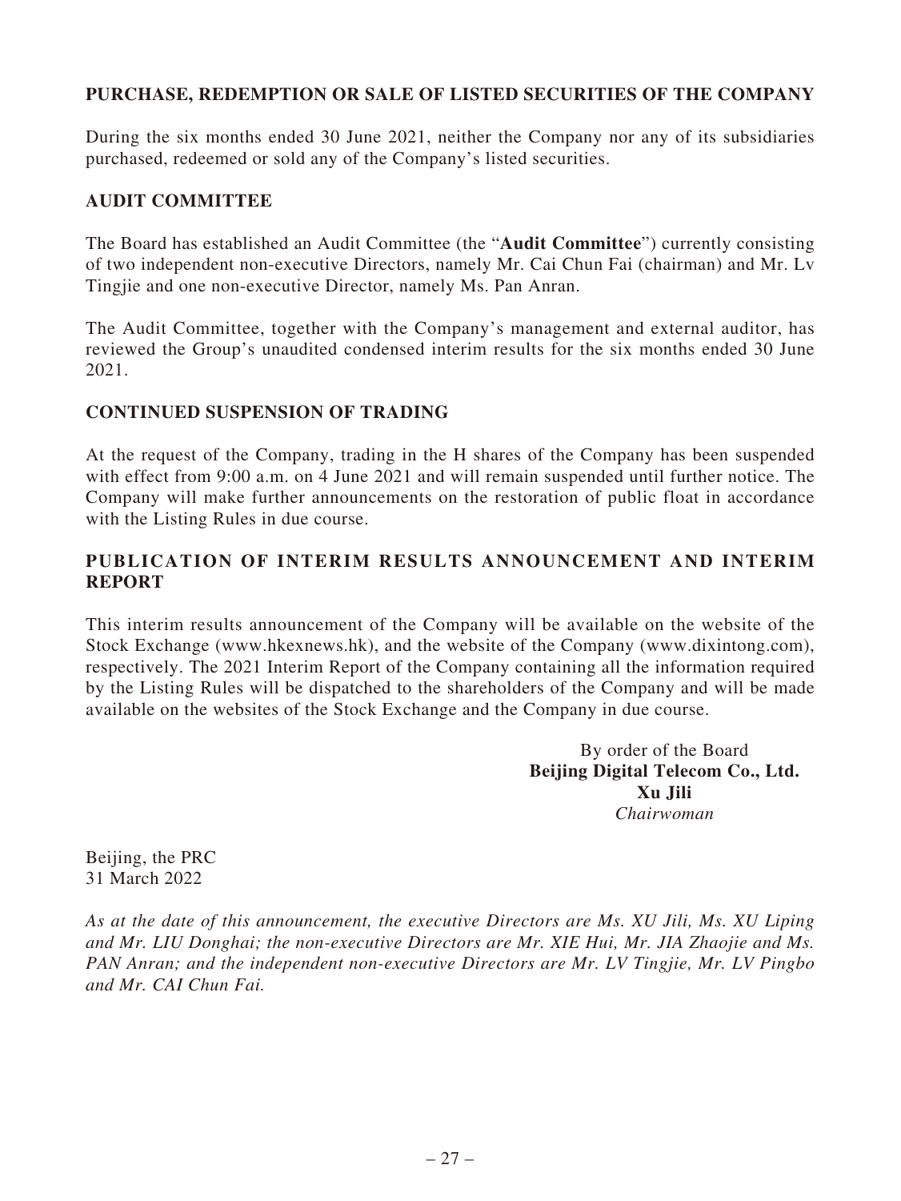## PURCHASE, REDEMPTION OR SALE OF LISTED SECURITIES OF THE COMPANY

During the six months ended 30 June 2021, neither the Company nor any of its subsidiaries purchased, redeemed or sold any of the Company's listed securities.

## AUDIT COMMITTEE

The Board has established an Audit Committee (the "**Audit Committee**") currently consisting of two independent non-executive Directors, namely Mr. Cai Chun Fai (chairman) and Mr. Lv Tingjie and one non-executive Director, namely Ms. Pan Anran.

The Audit Committee, together with the Company's management and external auditor, has reviewed the Group's unaudited condensed interim results for the six months ended 30 June 2021.

## CONTINUED SUSPENSION OF TRADING

At the request of the Company, trading in the H shares of the Company has been suspended with effect from 9:00 a.m. on 4 June 2021 and will remain suspended until further notice. The Company will make further announcements on the restoration of public float in accordance with the Listing Rules in due course.

## PUBLICATION OF INTERIM RESULTS ANNOUNCEMENT AND INTERIM REPORT

This interim results announcement of the Company will be available on the website of the Stock Exchange (www.hkexnews.hk), and the website of the Company (www.dixintong.com), respectively. The 2021 Interim Report of the Company containing all the information required by the Listing Rules will be dispatched to the shareholders of the Company and will be made available on the websites of the Stock Exchange and the Company in due course.

By order of the Board
**Beijing Digital Telecom Co., Ltd.**
**Xu Jili**
*Chairwoman*

Beijing, the PRC
31 March 2022

*As at the date of this announcement, the executive Directors are Ms. XU Jili, Ms. XU Liping and Mr. LIU Donghai; the non-executive Directors are Mr. XIE Hui, Mr. JIA Zhaojie and Ms. PAN Anran; and the independent non-executive Directors are Mr. LV Tingjie, Mr. LV Pingbo and Mr. CAI Chun Fai.*